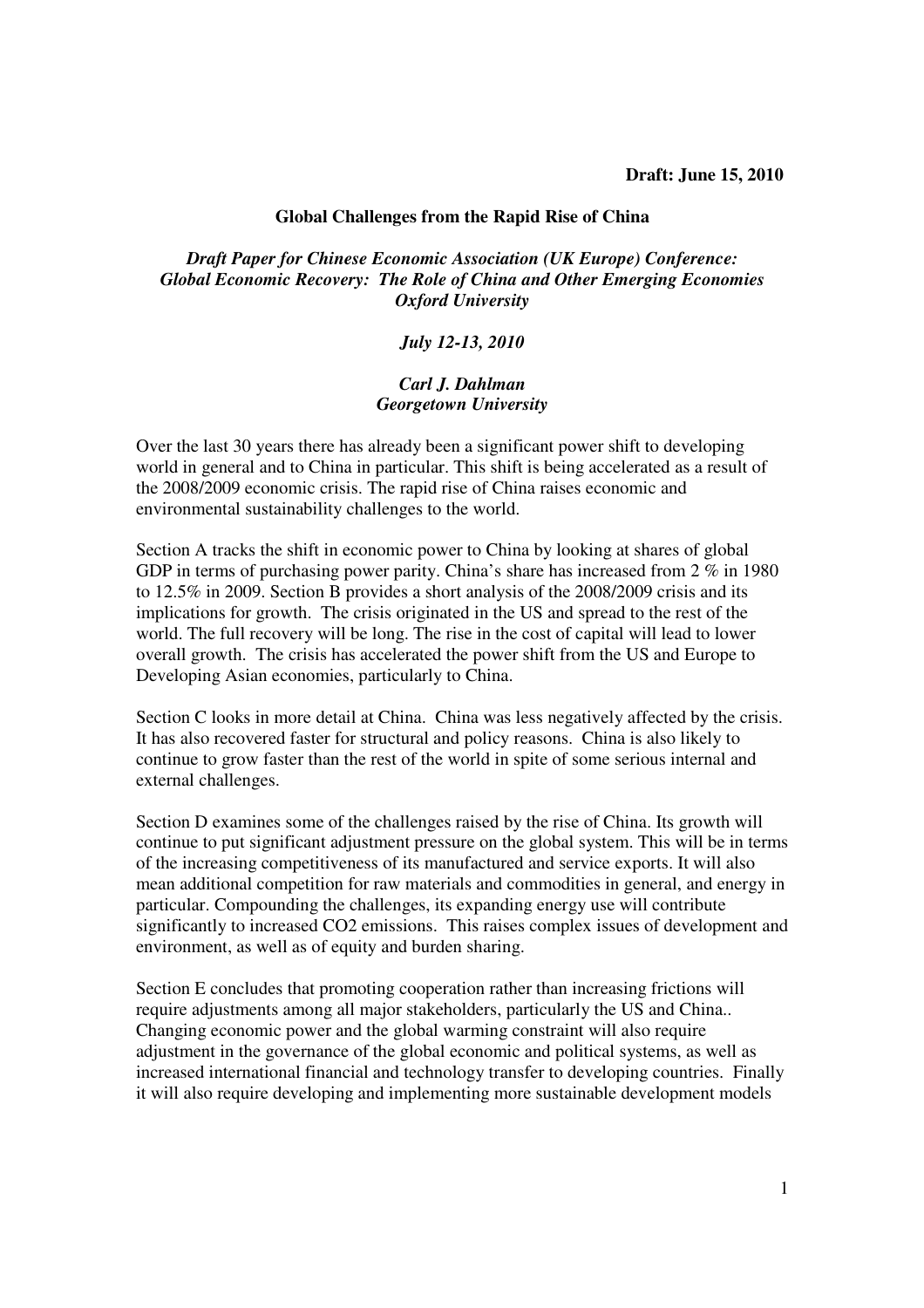**Draft: June 15, 2010**

# Global Challenges from the Rapid Rise of China

***Draft Paper for Chinese Economic Association (UK Europe) Conference: Global Economic Recovery: The Role of China and Other Emerging Economies Oxford University***

***July 12-13, 2010***

***Carl J. Dahlman***
***Georgetown University***

Over the last 30 years there has already been a significant power shift to developing world in general and to China in particular. This shift is being accelerated as a result of the 2008/2009 economic crisis. The rapid rise of China raises economic and environmental sustainability challenges to the world.

Section A tracks the shift in economic power to China by looking at shares of global GDP in terms of purchasing power parity. China's share has increased from 2 % in 1980 to 12.5% in 2009. Section B provides a short analysis of the 2008/2009 crisis and its implications for growth. The crisis originated in the US and spread to the rest of the world. The full recovery will be long. The rise in the cost of capital will lead to lower overall growth. The crisis has accelerated the power shift from the US and Europe to Developing Asian economies, particularly to China.

Section C looks in more detail at China. China was less negatively affected by the crisis. It has also recovered faster for structural and policy reasons. China is also likely to continue to grow faster than the rest of the world in spite of some serious internal and external challenges.

Section D examines some of the challenges raised by the rise of China. Its growth will continue to put significant adjustment pressure on the global system. This will be in terms of the increasing competitiveness of its manufactured and service exports. It will also mean additional competition for raw materials and commodities in general, and energy in particular. Compounding the challenges, its expanding energy use will contribute significantly to increased $CO_2$ emissions. This raises complex issues of development and environment, as well as of equity and burden sharing.

Section E concludes that promoting cooperation rather than increasing frictions will require adjustments among all major stakeholders, particularly the US and China.. Changing economic power and the global warming constraint will also require adjustment in the governance of the global economic and political systems, as well as increased international financial and technology transfer to developing countries. Finally it will also require developing and implementing more sustainable development models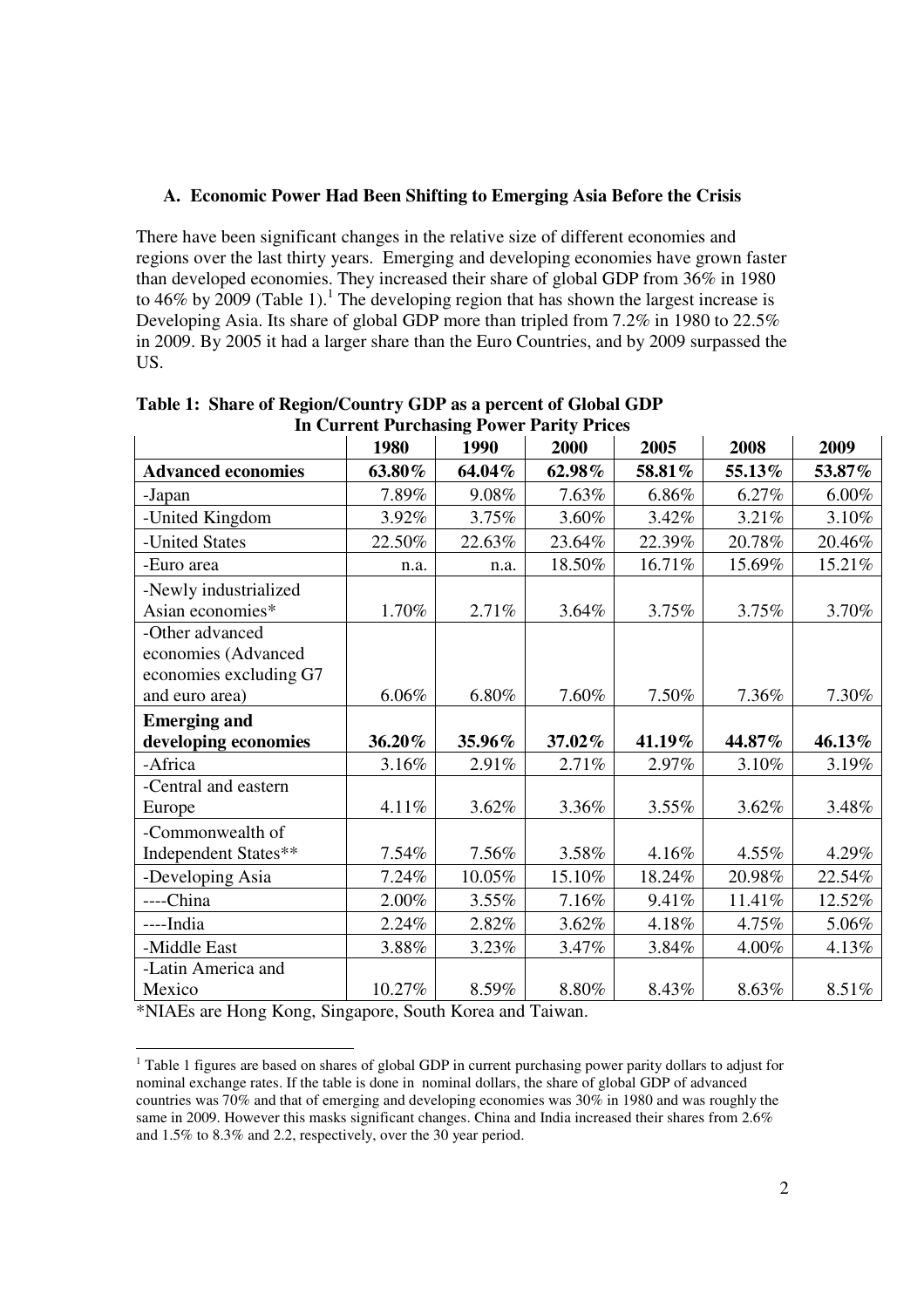### A. Economic Power Had Been Shifting to Emerging Asia Before the Crisis

There have been significant changes in the relative size of different economies and regions over the last thirty years. Emerging and developing economies have grown faster than developed economies. They increased their share of global GDP from 36% in 1980 to 46% by 2009 (Table 1).[1] The developing region that has shown the largest increase is Developing Asia. Its share of global GDP more than tripled from 7.2% in 1980 to 22.5% in 2009. By 2005 it had a larger share than the Euro Countries, and by 2009 surpassed the US.

**Table 1: Share of Region/Country GDP as a percent of Global GDP In Current Purchasing Power Parity Prices**

| | 1980 | 1990 | 2000 | 2005 | 2008 | 2009 |
|---|---|---|---|---|---|---|
| **Advanced economies** | **63.80%** | **64.04%** | **62.98%** | **58.81%** | **55.13%** | **53.87%** |
| -Japan | 7.89% | 9.08% | 7.63% | 6.86% | 6.27% | 6.00% |
| -United Kingdom | 3.92% | 3.75% | 3.60% | 3.42% | 3.21% | 3.10% |
| -United States | 22.50% | 22.63% | 23.64% | 22.39% | 20.78% | 20.46% |
| -Euro area | n.a. | n.a. | 18.50% | 16.71% | 15.69% | 15.21% |
| -Newly industrialized Asian economies* | 1.70% | 2.71% | 3.64% | 3.75% | 3.75% | 3.70% |
| -Other advanced economies (Advanced economies excluding G7 and euro area) | 6.06% | 6.80% | 7.60% | 7.50% | 7.36% | 7.30% |
| **Emerging and developing economies** | **36.20%** | **35.96%** | **37.02%** | **41.19%** | **44.87%** | **46.13%** |
| -Africa | 3.16% | 2.91% | 2.71% | 2.97% | 3.10% | 3.19% |
| -Central and eastern Europe | 4.11% | 3.62% | 3.36% | 3.55% | 3.62% | 3.48% |
| -Commonwealth of Independent States** | 7.54% | 7.56% | 3.58% | 4.16% | 4.55% | 4.29% |
| -Developing Asia | 7.24% | 10.05% | 15.10% | 18.24% | 20.98% | 22.54% |
| ----China | 2.00% | 3.55% | 7.16% | 9.41% | 11.41% | 12.52% |
| ----India | 2.24% | 2.82% | 3.62% | 4.18% | 4.75% | 5.06% |
| -Middle East | 3.88% | 3.23% | 3.47% | 3.84% | 4.00% | 4.13% |
| -Latin America and Mexico | 10.27% | 8.59% | 8.80% | 8.43% | 8.63% | 8.51% |

*NIAEs are Hong Kong, Singapore, South Korea and Taiwan.

[1] Table 1 figures are based on shares of global GDP in current purchasing power parity dollars to adjust for nominal exchange rates. If the table is done in nominal dollars, the share of global GDP of advanced countries was 70% and that of emerging and developing economies was 30% in 1980 and was roughly the same in 2009. However this masks significant changes. China and India increased their shares from 2.6% and 1.5% to 8.3% and 2.2, respectively, over the 30 year period.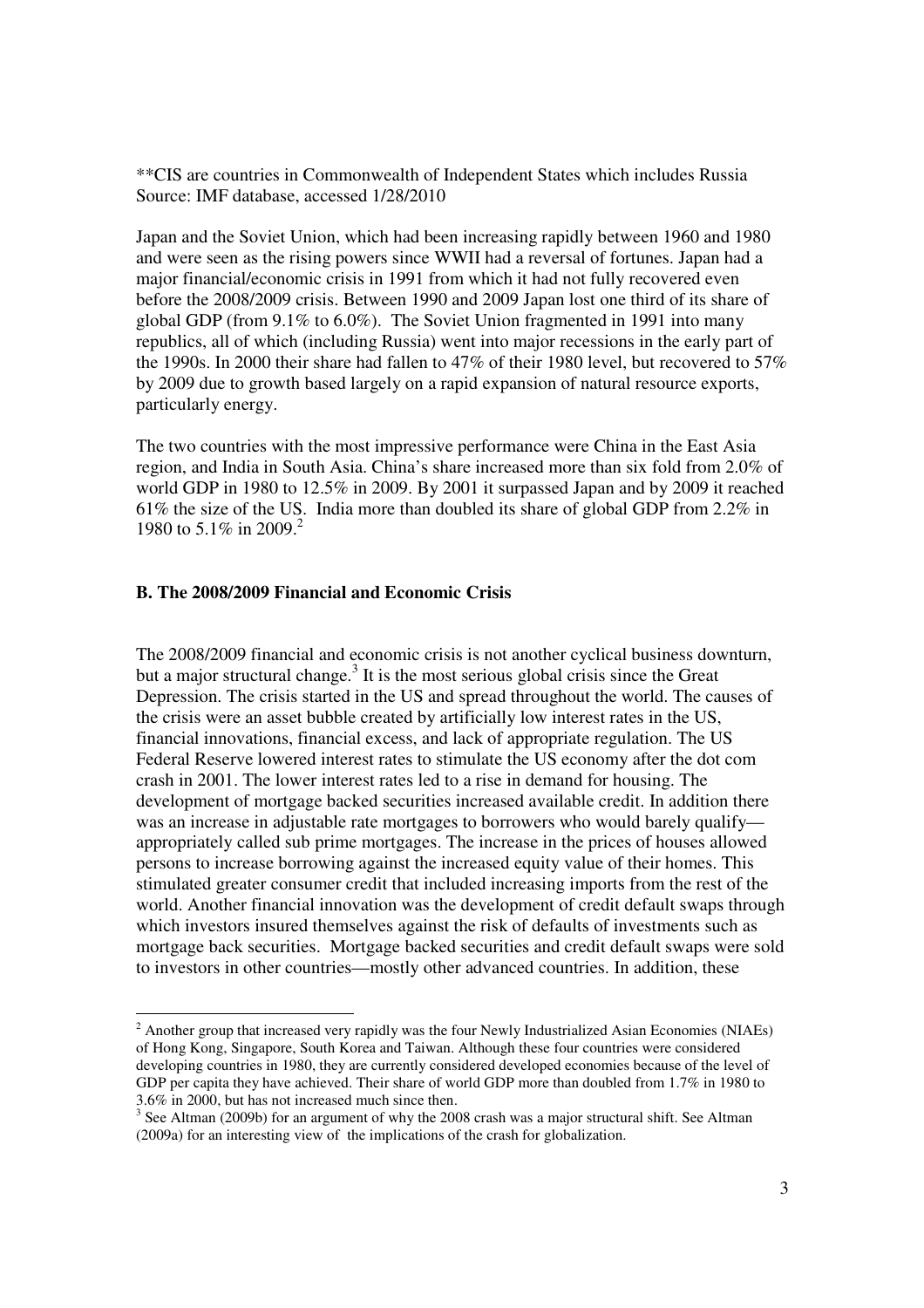**CIS are countries in Commonwealth of Independent States which includes Russia
Source: IMF database, accessed 1/28/2010

Japan and the Soviet Union, which had been increasing rapidly between 1960 and 1980 and were seen as the rising powers since WWII had a reversal of fortunes. Japan had a major financial/economic crisis in 1991 from which it had not fully recovered even before the 2008/2009 crisis. Between 1990 and 2009 Japan lost one third of its share of global GDP (from 9.1% to 6.0%). The Soviet Union fragmented in 1991 into many republics, all of which (including Russia) went into major recessions in the early part of the 1990s. In 2000 their share had fallen to 47% of their 1980 level, but recovered to 57% by 2009 due to growth based largely on a rapid expansion of natural resource exports, particularly energy.

The two countries with the most impressive performance were China in the East Asia region, and India in South Asia. China's share increased more than six fold from 2.0% of world GDP in 1980 to 12.5% in 2009. By 2001 it surpassed Japan and by 2009 it reached 61% the size of the US. India more than doubled its share of global GDP from 2.2% in 1980 to 5.1% in 2009.[2]

### B. The 2008/2009 Financial and Economic Crisis

The 2008/2009 financial and economic crisis is not another cyclical business downturn, but a major structural change.[3] It is the most serious global crisis since the Great Depression. The crisis started in the US and spread throughout the world. The causes of the crisis were an asset bubble created by artificially low interest rates in the US, financial innovations, financial excess, and lack of appropriate regulation. The US Federal Reserve lowered interest rates to stimulate the US economy after the dot com crash in 2001. The lower interest rates led to a rise in demand for housing. The development of mortgage backed securities increased available credit. In addition there was an increase in adjustable rate mortgages to borrowers who would barely qualify—appropriately called sub prime mortgages. The increase in the prices of houses allowed persons to increase borrowing against the increased equity value of their homes. This stimulated greater consumer credit that included increasing imports from the rest of the world. Another financial innovation was the development of credit default swaps through which investors insured themselves against the risk of defaults of investments such as mortgage back securities. Mortgage backed securities and credit default swaps were sold to investors in other countries—mostly other advanced countries. In addition, these

---

[2] Another group that increased very rapidly was the four Newly Industrialized Asian Economies (NIAEs) of Hong Kong, Singapore, South Korea and Taiwan. Although these four countries were considered developing countries in 1980, they are currently considered developed economies because of the level of GDP per capita they have achieved. Their share of world GDP more than doubled from 1.7% in 1980 to 3.6% in 2000, but has not increased much since then.

[3] See Altman (2009b) for an argument of why the 2008 crash was a major structural shift. See Altman (2009a) for an interesting view of the implications of the crash for globalization.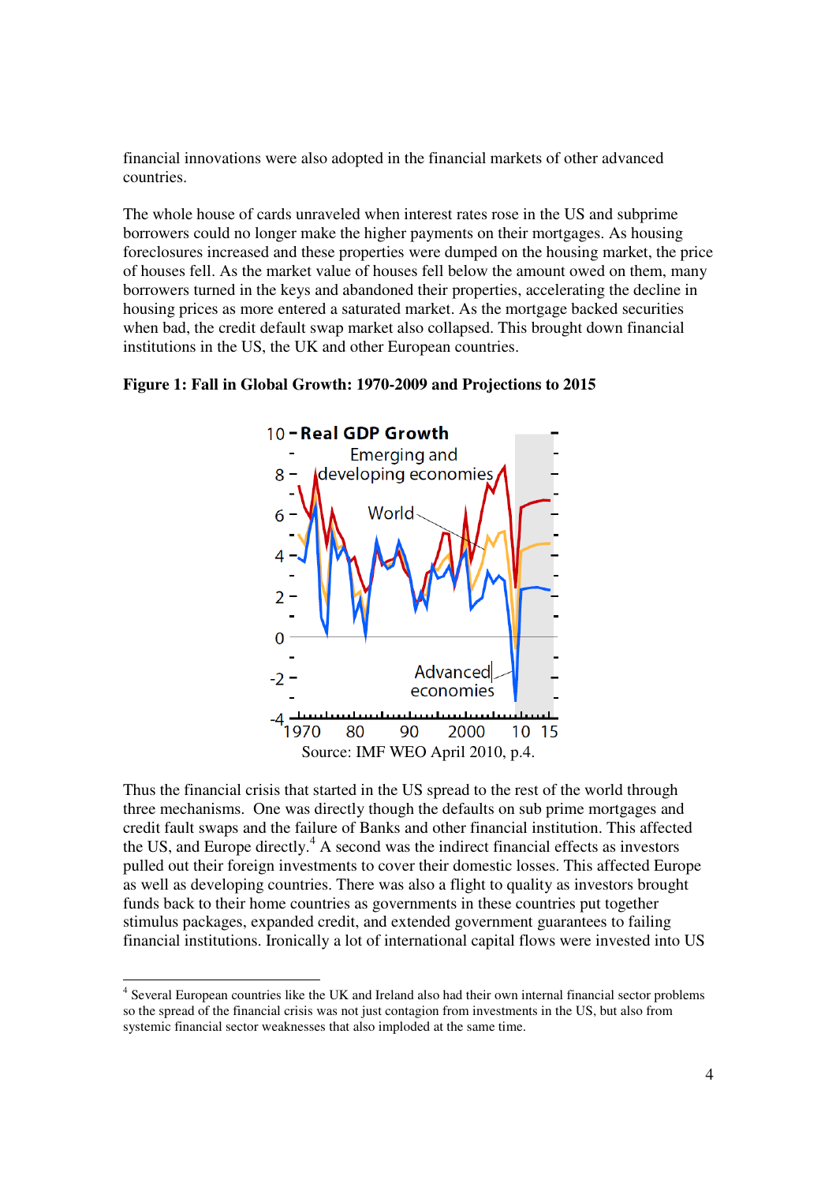financial innovations were also adopted in the financial markets of other advanced countries.

The whole house of cards unraveled when interest rates rose in the US and subprime borrowers could no longer make the higher payments on their mortgages. As housing foreclosures increased and these properties were dumped on the housing market, the price of houses fell. As the market value of houses fell below the amount owed on them, many borrowers turned in the keys and abandoned their properties, accelerating the decline in housing prices as more entered a saturated market. As the mortgage backed securities when bad, the credit default swap market also collapsed. This brought down financial institutions in the US, the UK and other European countries.

**Figure 1: Fall in Global Growth: 1970-2009 and Projections to 2015**

Source: IMF WEO April 2010, p.4.

Thus the financial crisis that started in the US spread to the rest of the world through three mechanisms. One was directly though the defaults on sub prime mortgages and credit fault swaps and the failure of Banks and other financial institution. This affected the US, and Europe directly.[4] A second was the indirect financial effects as investors pulled out their foreign investments to cover their domestic losses. This affected Europe as well as developing countries. There was also a flight to quality as investors brought funds back to their home countries as governments in these countries put together stimulus packages, expanded credit, and extended government guarantees to failing financial institutions. Ironically a lot of international capital flows were invested into US

[4] Several European countries like the UK and Ireland also had their own internal financial sector problems so the spread of the financial crisis was not just contagion from investments in the US, but also from systemic financial sector weaknesses that also imploded at the same time.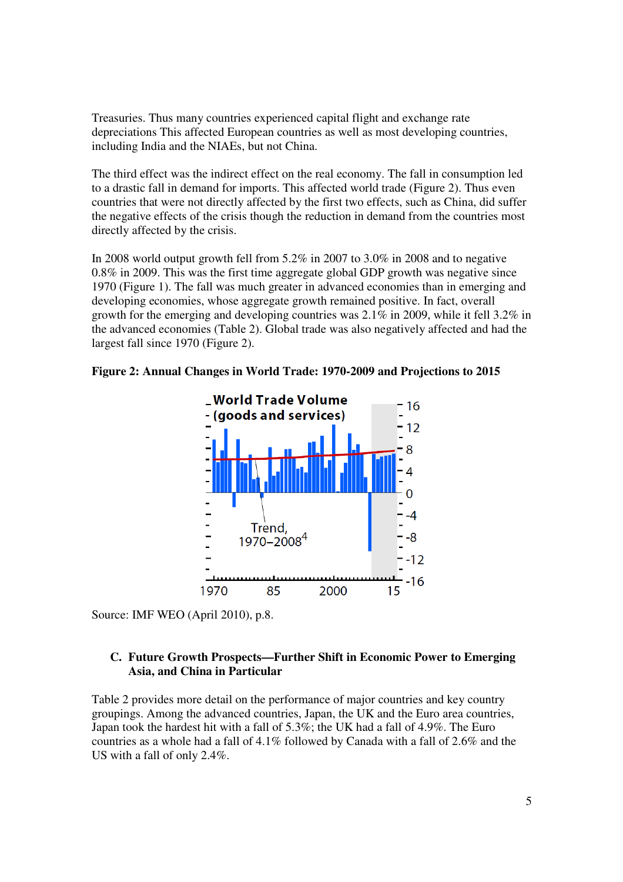Treasuries. Thus many countries experienced capital flight and exchange rate depreciations This affected European countries as well as most developing countries, including India and the NIAEs, but not China.

The third effect was the indirect effect on the real economy. The fall in consumption led to a drastic fall in demand for imports. This affected world trade (Figure 2). Thus even countries that were not directly affected by the first two effects, such as China, did suffer the negative effects of the crisis though the reduction in demand from the countries most directly affected by the crisis.

In 2008 world output growth fell from 5.2% in 2007 to 3.0% in 2008 and to negative 0.8% in 2009. This was the first time aggregate global GDP growth was negative since 1970 (Figure 1). The fall was much greater in advanced economies than in emerging and developing economies, whose aggregate growth remained positive. In fact, overall growth for the emerging and developing countries was 2.1% in 2009, while it fell 3.2% in the advanced economies (Table 2). Global trade was also negatively affected and had the largest fall since 1970 (Figure 2).

**Figure 2: Annual Changes in World Trade: 1970-2009 and Projections to 2015**

Source: IMF WEO (April 2010), p.8.

### C. Future Growth Prospects—Further Shift in Economic Power to Emerging Asia, and China in Particular

Table 2 provides more detail on the performance of major countries and key country groupings. Among the advanced countries, Japan, the UK and the Euro area countries, Japan took the hardest hit with a fall of 5.3%; the UK had a fall of 4.9%. The Euro countries as a whole had a fall of 4.1% followed by Canada with a fall of 2.6% and the US with a fall of only 2.4%.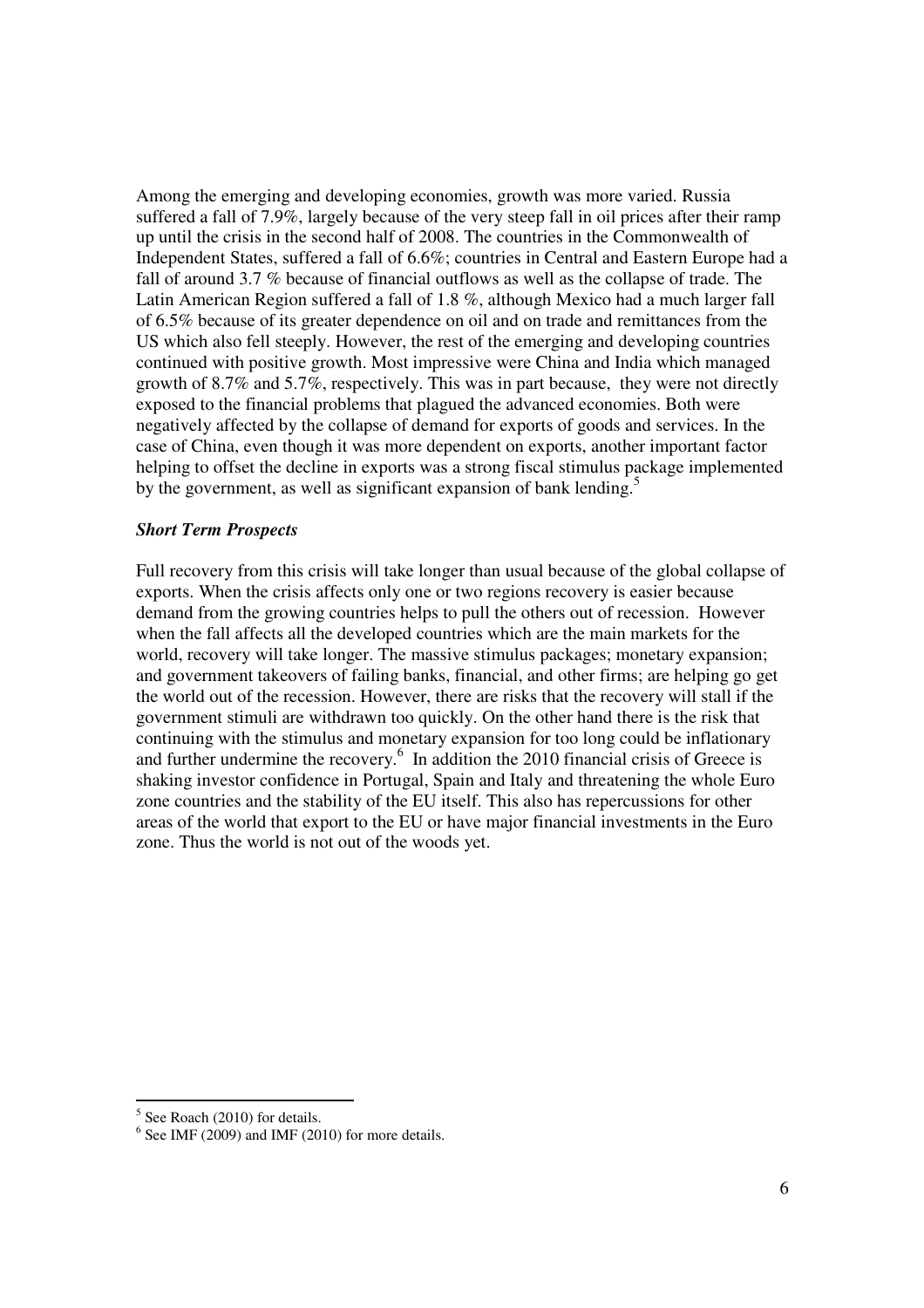Among the emerging and developing economies, growth was more varied. Russia suffered a fall of 7.9%, largely because of the very steep fall in oil prices after their ramp up until the crisis in the second half of 2008. The countries in the Commonwealth of Independent States, suffered a fall of 6.6%; countries in Central and Eastern Europe had a fall of around 3.7 % because of financial outflows as well as the collapse of trade. The Latin American Region suffered a fall of 1.8 %, although Mexico had a much larger fall of 6.5% because of its greater dependence on oil and on trade and remittances from the US which also fell steeply. However, the rest of the emerging and developing countries continued with positive growth. Most impressive were China and India which managed growth of 8.7% and 5.7%, respectively. This was in part because, they were not directly exposed to the financial problems that plagued the advanced economies. Both were negatively affected by the collapse of demand for exports of goods and services. In the case of China, even though it was more dependent on exports, another important factor helping to offset the decline in exports was a strong fiscal stimulus package implemented by the government, as well as significant expansion of bank lending.[5]

***Short Term Prospects***

Full recovery from this crisis will take longer than usual because of the global collapse of exports. When the crisis affects only one or two regions recovery is easier because demand from the growing countries helps to pull the others out of recession. However when the fall affects all the developed countries which are the main markets for the world, recovery will take longer. The massive stimulus packages; monetary expansion; and government takeovers of failing banks, financial, and other firms; are helping go get the world out of the recession. However, there are risks that the recovery will stall if the government stimuli are withdrawn too quickly. On the other hand there is the risk that continuing with the stimulus and monetary expansion for too long could be inflationary and further undermine the recovery.[6] In addition the 2010 financial crisis of Greece is shaking investor confidence in Portugal, Spain and Italy and threatening the whole Euro zone countries and the stability of the EU itself. This also has repercussions for other areas of the world that export to the EU or have major financial investments in the Euro zone. Thus the world is not out of the woods yet.

[5] See Roach (2010) for details.

[6] See IMF (2009) and IMF (2010) for more details.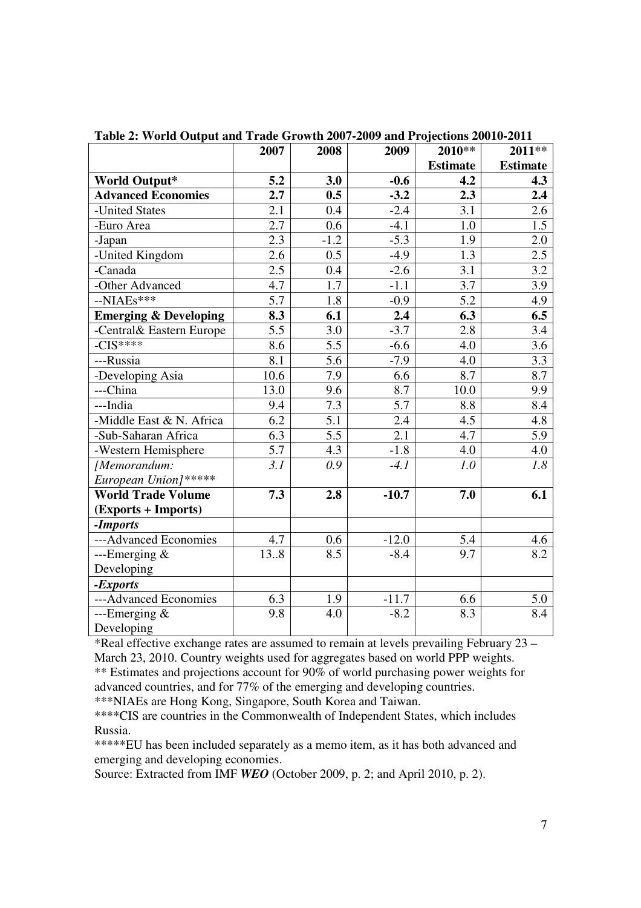**Table 2: World Output and Trade Growth 2007-2009 and Projections 20010-2011**

| | 2007 | 2008 | 2009 | 2010** Estimate | 2011** Estimate |
|---|---|---|---|---|---|
| **World Output*** | **5.2** | **3.0** | **-0.6** | **4.2** | **4.3** |
| **Advanced Economies** | **2.7** | **0.5** | **-3.2** | **2.3** | **2.4** |
| -United States | 2.1 | 0.4 | -2.4 | 3.1 | 2.6 |
| -Euro Area | 2.7 | 0.6 | -4.1 | 1.0 | 1.5 |
| -Japan | 2.3 | -1.2 | -5.3 | 1.9 | 2.0 |
| -United Kingdom | 2.6 | 0.5 | -4.9 | 1.3 | 2.5 |
| -Canada | 2.5 | 0.4 | -2.6 | 3.1 | 3.2 |
| -Other Advanced | 4.7 | 1.7 | -1.1 | 3.7 | 3.9 |
| --NIAEs*** | 5.7 | 1.8 | -0.9 | 5.2 | 4.9 |
| **Emerging & Developing** | **8.3** | **6.1** | **2.4** | **6.3** | **6.5** |
| -Central& Eastern Europe | 5.5 | 3.0 | -3.7 | 2.8 | 3.4 |
| -CIS**** | 8.6 | 5.5 | -6.6 | 4.0 | 3.6 |
| ---Russia | 8.1 | 5.6 | -7.9 | 4.0 | 3.3 |
| -Developing Asia | 10.6 | 7.9 | 6.6 | 8.7 | 8.7 |
| ---China | 13.0 | 9.6 | 8.7 | 10.0 | 9.9 |
| ---India | 9.4 | 7.3 | 5.7 | 8.8 | 8.4 |
| -Middle East & N. Africa | 6.2 | 5.1 | 2.4 | 4.5 | 4.8 |
| -Sub-Saharan Africa | 6.3 | 5.5 | 2.1 | 4.7 | 5.9 |
| -Western Hemisphere | 5.7 | 4.3 | -1.8 | 4.0 | 4.0 |
| *[Memorandum: European Union]******* | *3.1* | *0.9* | *-4.1* | *1.0* | *1.8* |
| **World Trade Volume (Exports + Imports)** | **7.3** | **2.8** | **-10.7** | **7.0** | **6.1** |
| ***-Imports*** | | | | | |
| ---Advanced Economies | 4.7 | 0.6 | -12.0 | 5.4 | 4.6 |
| ---Emerging & Developing | 13..8 | 8.5 | -8.4 | 9.7 | 8.2 |
| ***-Exports*** | | | | | |
| ---Advanced Economies | 6.3 | 1.9 | -11.7 | 6.6 | 5.0 |
| ---Emerging & Developing | 9.8 | 4.0 | -8.2 | 8.3 | 8.4 |

*Real effective exchange rates are assumed to remain at levels prevailing February 23 – March 23, 2010. Country weights used for aggregates based on world PPP weights.

** Estimates and projections account for 90% of world purchasing power weights for advanced countries, and for 77% of the emerging and developing countries.

***NIAEs are Hong Kong, Singapore, South Korea and Taiwan.

****CIS are countries in the Commonwealth of Independent States, which includes Russia.

*****EU has been included separately as a memo item, as it has both advanced and emerging and developing economies.

Source: Extracted from IMF ***WEO*** (October 2009, p. 2; and April 2010, p. 2).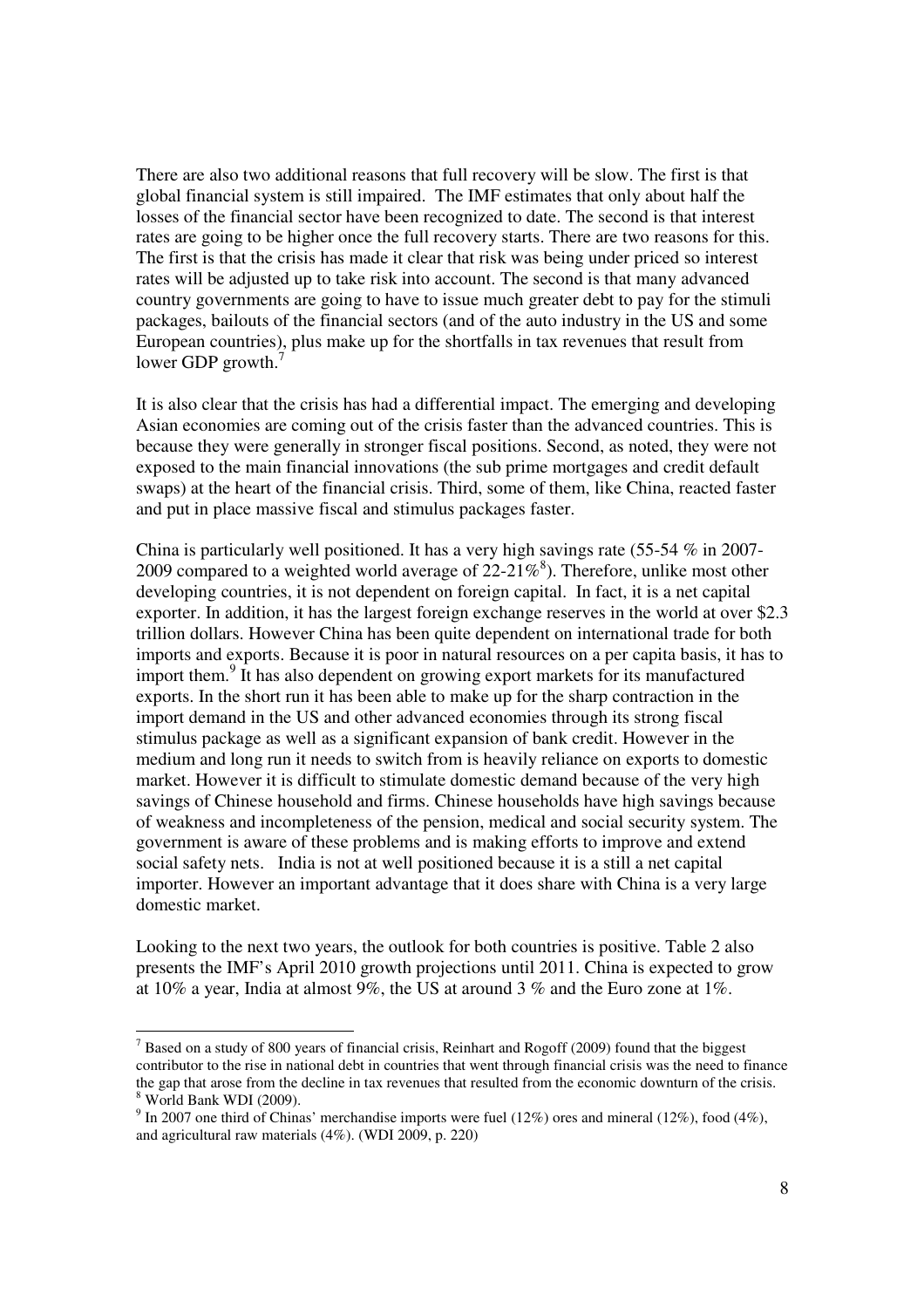There are also two additional reasons that full recovery will be slow. The first is that global financial system is still impaired. The IMF estimates that only about half the losses of the financial sector have been recognized to date. The second is that interest rates are going to be higher once the full recovery starts. There are two reasons for this. The first is that the crisis has made it clear that risk was being under priced so interest rates will be adjusted up to take risk into account. The second is that many advanced country governments are going to have to issue much greater debt to pay for the stimuli packages, bailouts of the financial sectors (and of the auto industry in the US and some European countries), plus make up for the shortfalls in tax revenues that result from lower GDP growth.[7]

It is also clear that the crisis has had a differential impact. The emerging and developing Asian economies are coming out of the crisis faster than the advanced countries. This is because they were generally in stronger fiscal positions. Second, as noted, they were not exposed to the main financial innovations (the sub prime mortgages and credit default swaps) at the heart of the financial crisis. Third, some of them, like China, reacted faster and put in place massive fiscal and stimulus packages faster.

China is particularly well positioned. It has a very high savings rate (55-54 % in 2007-2009 compared to a weighted world average of 22-21%[8]). Therefore, unlike most other developing countries, it is not dependent on foreign capital. In fact, it is a net capital exporter. In addition, it has the largest foreign exchange reserves in the world at over $2.3 trillion dollars. However China has been quite dependent on international trade for both imports and exports. Because it is poor in natural resources on a per capita basis, it has to import them.[9] It has also dependent on growing export markets for its manufactured exports. In the short run it has been able to make up for the sharp contraction in the import demand in the US and other advanced economies through its strong fiscal stimulus package as well as a significant expansion of bank credit. However in the medium and long run it needs to switch from is heavily reliance on exports to domestic market. However it is difficult to stimulate domestic demand because of the very high savings of Chinese household and firms. Chinese households have high savings because of weakness and incompleteness of the pension, medical and social security system. The government is aware of these problems and is making efforts to improve and extend social safety nets. India is not at well positioned because it is a still a net capital importer. However an important advantage that it does share with China is a very large domestic market.

Looking to the next two years, the outlook for both countries is positive. Table 2 also presents the IMF's April 2010 growth projections until 2011. China is expected to grow at 10% a year, India at almost 9%, the US at around 3 % and the Euro zone at 1%.

---

[7] Based on a study of 800 years of financial crisis, Reinhart and Rogoff (2009) found that the biggest contributor to the rise in national debt in countries that went through financial crisis was the need to finance the gap that arose from the decline in tax revenues that resulted from the economic downturn of the crisis.

[8] World Bank WDI (2009).

[9] In 2007 one third of Chinas' merchandise imports were fuel (12%) ores and mineral (12%), food (4%), and agricultural raw materials (4%). (WDI 2009, p. 220)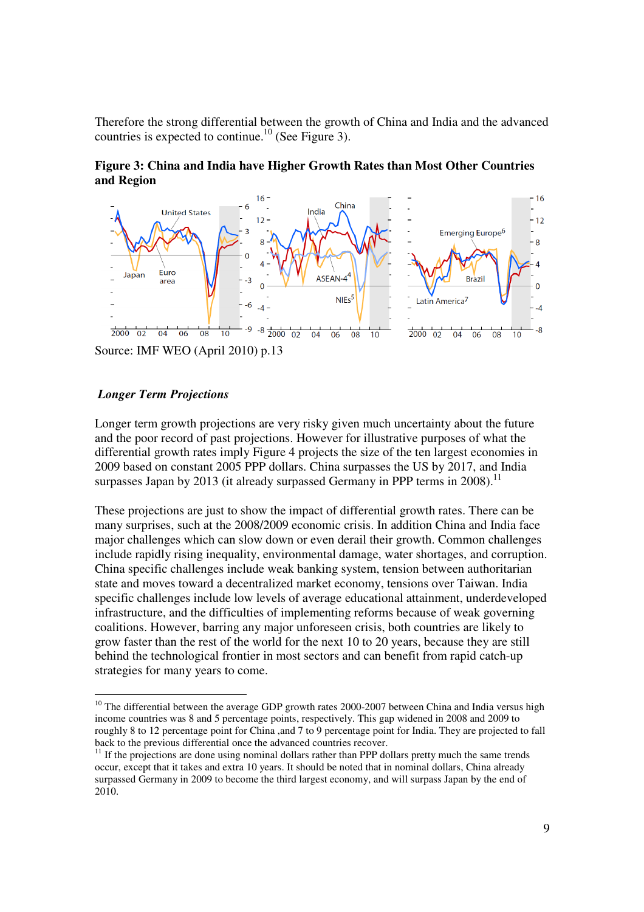Therefore the strong differential between the growth of China and India and the advanced countries is expected to continue.[10] (See Figure 3).

**Figure 3: China and India have Higher Growth Rates than Most Other Countries and Region**

Source: IMF WEO (April 2010) p.13

***Longer Term Projections***

Longer term growth projections are very risky given much uncertainty about the future and the poor record of past projections. However for illustrative purposes of what the differential growth rates imply Figure 4 projects the size of the ten largest economies in 2009 based on constant 2005 PPP dollars. China surpasses the US by 2017, and India surpasses Japan by 2013 (it already surpassed Germany in PPP terms in 2008).[11]

These projections are just to show the impact of differential growth rates. There can be many surprises, such at the 2008/2009 economic crisis. In addition China and India face major challenges which can slow down or even derail their growth. Common challenges include rapidly rising inequality, environmental damage, water shortages, and corruption. China specific challenges include weak banking system, tension between authoritarian state and moves toward a decentralized market economy, tensions over Taiwan. India specific challenges include low levels of average educational attainment, underdeveloped infrastructure, and the difficulties of implementing reforms because of weak governing coalitions. However, barring any major unforeseen crisis, both countries are likely to grow faster than the rest of the world for the next 10 to 20 years, because they are still behind the technological frontier in most sectors and can benefit from rapid catch-up strategies for many years to come.

---

[10] The differential between the average GDP growth rates 2000-2007 between China and India versus high income countries was 8 and 5 percentage points, respectively. This gap widened in 2008 and 2009 to roughly 8 to 12 percentage point for China ,and 7 to 9 percentage point for India. They are projected to fall back to the previous differential once the advanced countries recover.

[11] If the projections are done using nominal dollars rather than PPP dollars pretty much the same trends occur, except that it takes and extra 10 years. It should be noted that in nominal dollars, China already surpassed Germany in 2009 to become the third largest economy, and will surpass Japan by the end of 2010.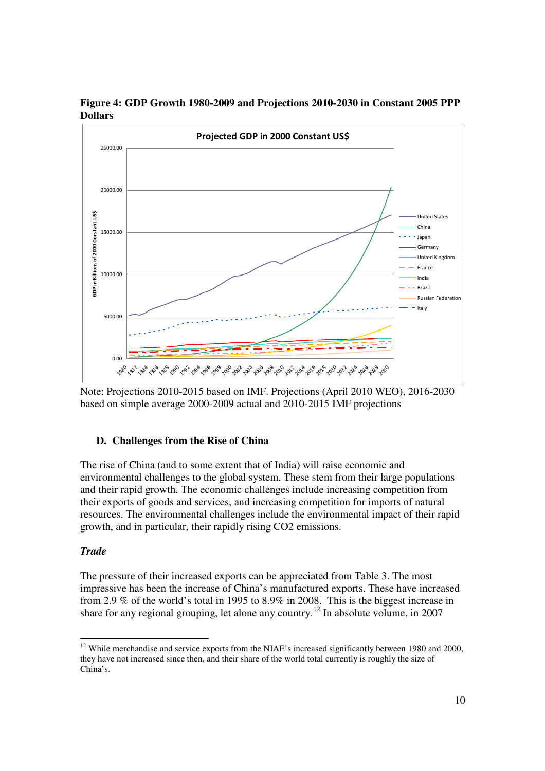**Figure 4: GDP Growth 1980-2009 and Projections 2010-2030 in Constant 2005 PPP Dollars**

Note: Projections 2010-2015 based on IMF. Projections (April 2010 WEO), 2016-2030 based on simple average 2000-2009 actual and 2010-2015 IMF projections

### D. Challenges from the Rise of China

The rise of China (and to some extent that of India) will raise economic and environmental challenges to the global system. These stem from their large populations and their rapid growth. The economic challenges include increasing competition from their exports of goods and services, and increasing competition for imports of natural resources. The environmental challenges include the environmental impact of their rapid growth, and in particular, their rapidly rising $CO_2$ emissions.

***Trade***

The pressure of their increased exports can be appreciated from Table 3. The most impressive has been the increase of China's manufactured exports. These have increased from 2.9 % of the world's total in 1995 to 8.9% in 2008. This is the biggest increase in share for any regional grouping, let alone any country.[12] In absolute volume, in 2007

[12] While merchandise and service exports from the NIAE's increased significantly between 1980 and 2000, they have not increased since then, and their share of the world total currently is roughly the size of China's.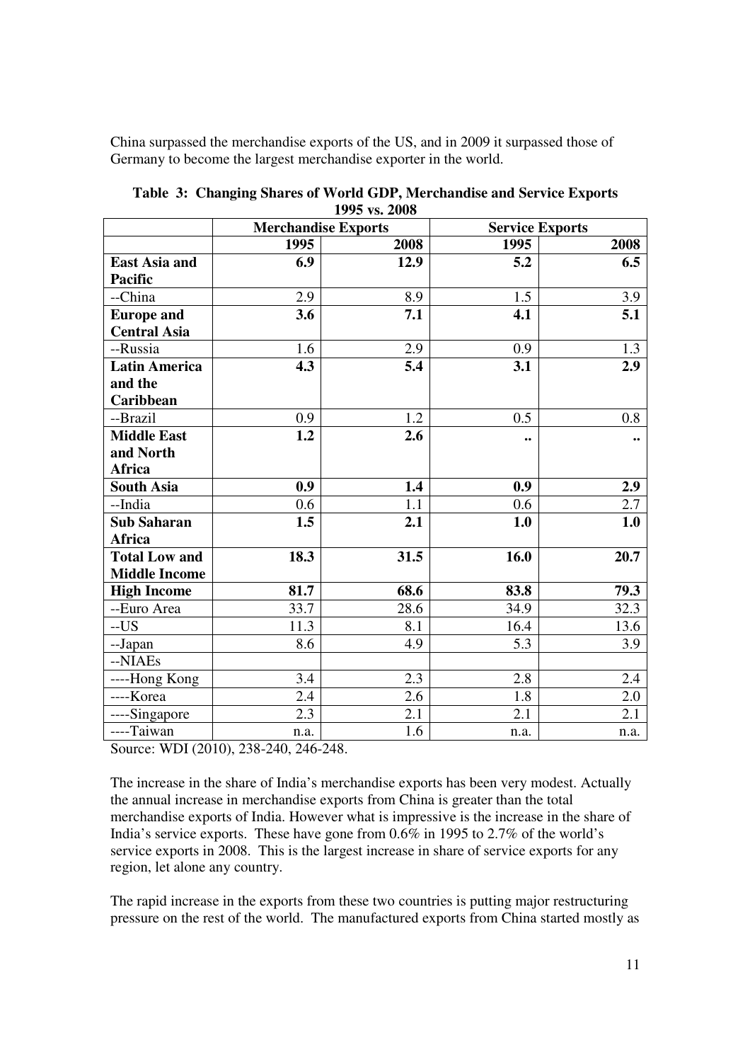China surpassed the merchandise exports of the US, and in 2009 it surpassed those of Germany to become the largest merchandise exporter in the world.

**Table 3: Changing Shares of World GDP, Merchandise and Service Exports 1995 vs. 2008**

| | Merchandise Exports | | Service Exports | |
|---|---|---|---|---|
| | **1995** | **2008** | **1995** | **2008** |
| **East Asia and Pacific** | **6.9** | **12.9** | **5.2** | **6.5** |
| --China | 2.9 | 8.9 | 1.5 | 3.9 |
| **Europe and Central Asia** | **3.6** | **7.1** | **4.1** | **5.1** |
| --Russia | 1.6 | 2.9 | 0.9 | 1.3 |
| **Latin America and the Caribbean** | **4.3** | **5.4** | **3.1** | **2.9** |
| --Brazil | 0.9 | 1.2 | 0.5 | 0.8 |
| **Middle East and North Africa** | **1.2** | **2.6** | **..** | **..** |
| **South Asia** | **0.9** | **1.4** | **0.9** | **2.9** |
| --India | 0.6 | 1.1 | 0.6 | 2.7 |
| **Sub Saharan Africa** | **1.5** | **2.1** | **1.0** | **1.0** |
| **Total Low and Middle Income** | **18.3** | **31.5** | **16.0** | **20.7** |
| **High Income** | **81.7** | **68.6** | **83.8** | **79.3** |
| --Euro Area | 33.7 | 28.6 | 34.9 | 32.3 |
| --US | 11.3 | 8.1 | 16.4 | 13.6 |
| --Japan | 8.6 | 4.9 | 5.3 | 3.9 |
| --NIAEs | | | | |
| ----Hong Kong | 3.4 | 2.3 | 2.8 | 2.4 |
| ----Korea | 2.4 | 2.6 | 1.8 | 2.0 |
| ----Singapore | 2.3 | 2.1 | 2.1 | 2.1 |
| ----Taiwan | n.a. | 1.6 | n.a. | n.a. |

Source: WDI (2010), 238-240, 246-248.

The increase in the share of India's merchandise exports has been very modest. Actually the annual increase in merchandise exports from China is greater than the total merchandise exports of India. However what is impressive is the increase in the share of India's service exports. These have gone from 0.6% in 1995 to 2.7% of the world's service exports in 2008. This is the largest increase in share of service exports for any region, let alone any country.

The rapid increase in the exports from these two countries is putting major restructuring pressure on the rest of the world. The manufactured exports from China started mostly as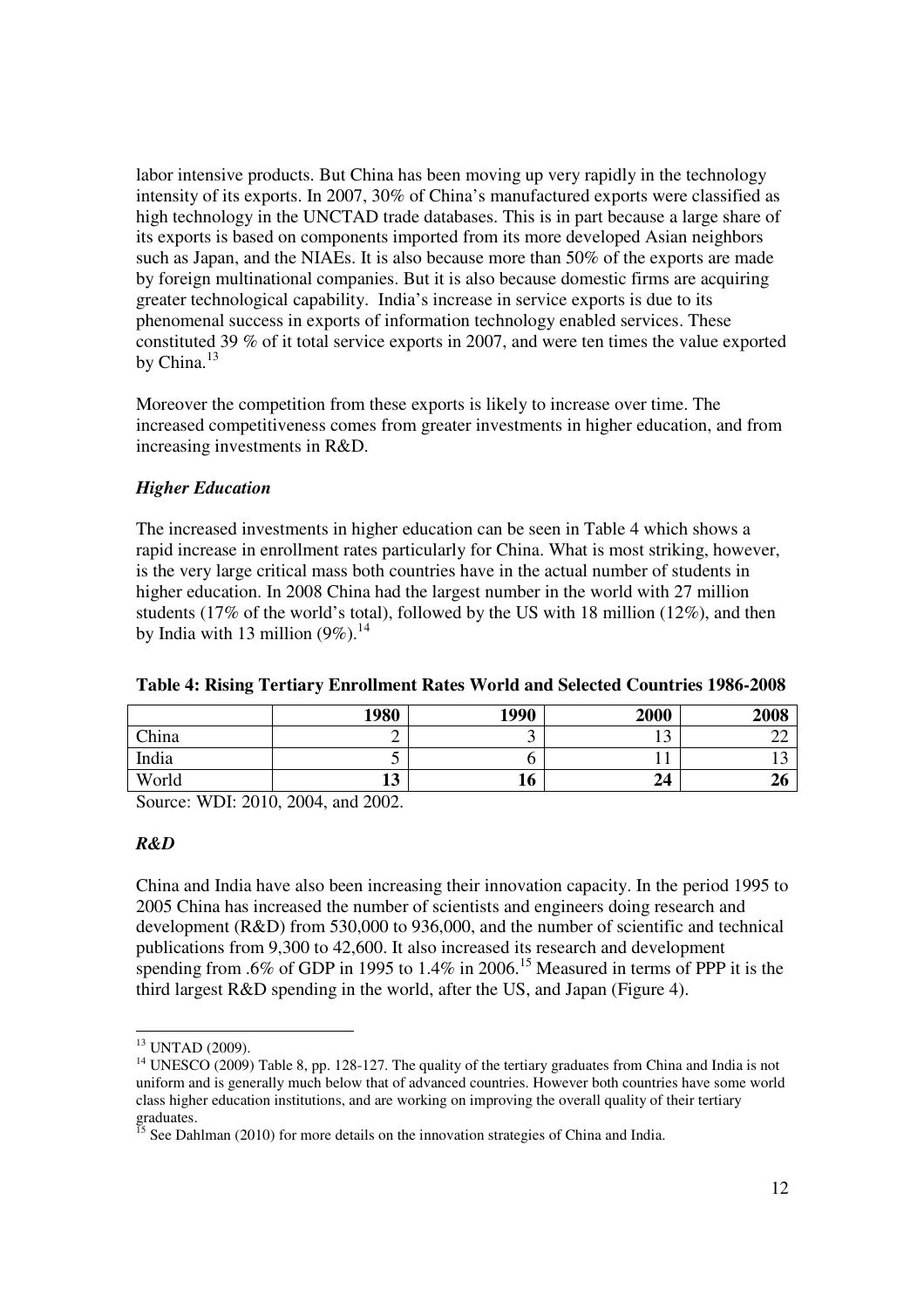labor intensive products. But China has been moving up very rapidly in the technology intensity of its exports. In 2007, 30% of China's manufactured exports were classified as high technology in the UNCTAD trade databases. This is in part because a large share of its exports is based on components imported from its more developed Asian neighbors such as Japan, and the NIAEs. It is also because more than 50% of the exports are made by foreign multinational companies. But it is also because domestic firms are acquiring greater technological capability. India's increase in service exports is due to its phenomenal success in exports of information technology enabled services. These constituted 39 % of it total service exports in 2007, and were ten times the value exported by China.[13]

Moreover the competition from these exports is likely to increase over time. The increased competitiveness comes from greater investments in higher education, and from increasing investments in R&D.

### *Higher Education*

The increased investments in higher education can be seen in Table 4 which shows a rapid increase in enrollment rates particularly for China. What is most striking, however, is the very large critical mass both countries have in the actual number of students in higher education. In 2008 China had the largest number in the world with 27 million students (17% of the world's total), followed by the US with 18 million (12%), and then by India with 13 million (9%).[14]

**Table 4: Rising Tertiary Enrollment Rates World and Selected Countries 1986-2008**

| | 1980 | 1990 | 2000 | 2008 |
|---|---|---|---|---|
| China | 2 | 3 | 13 | 22 |
| India | 5 | 6 | 11 | 13 |
| World | **13** | **16** | **24** | **26** |

Source: WDI: 2010, 2004, and 2002.

### *R&D*

China and India have also been increasing their innovation capacity. In the period 1995 to 2005 China has increased the number of scientists and engineers doing research and development (R&D) from 530,000 to 936,000, and the number of scientific and technical publications from 9,300 to 42,600. It also increased its research and development spending from .6% of GDP in 1995 to 1.4% in 2006.[15] Measured in terms of PPP it is the third largest R&D spending in the world, after the US, and Japan (Figure 4).

---

[13] UNTAD (2009).

[14] UNESCO (2009) Table 8, pp. 128-127. The quality of the tertiary graduates from China and India is not uniform and is generally much below that of advanced countries. However both countries have some world class higher education institutions, and are working on improving the overall quality of their tertiary graduates.

[15] See Dahlman (2010) for more details on the innovation strategies of China and India.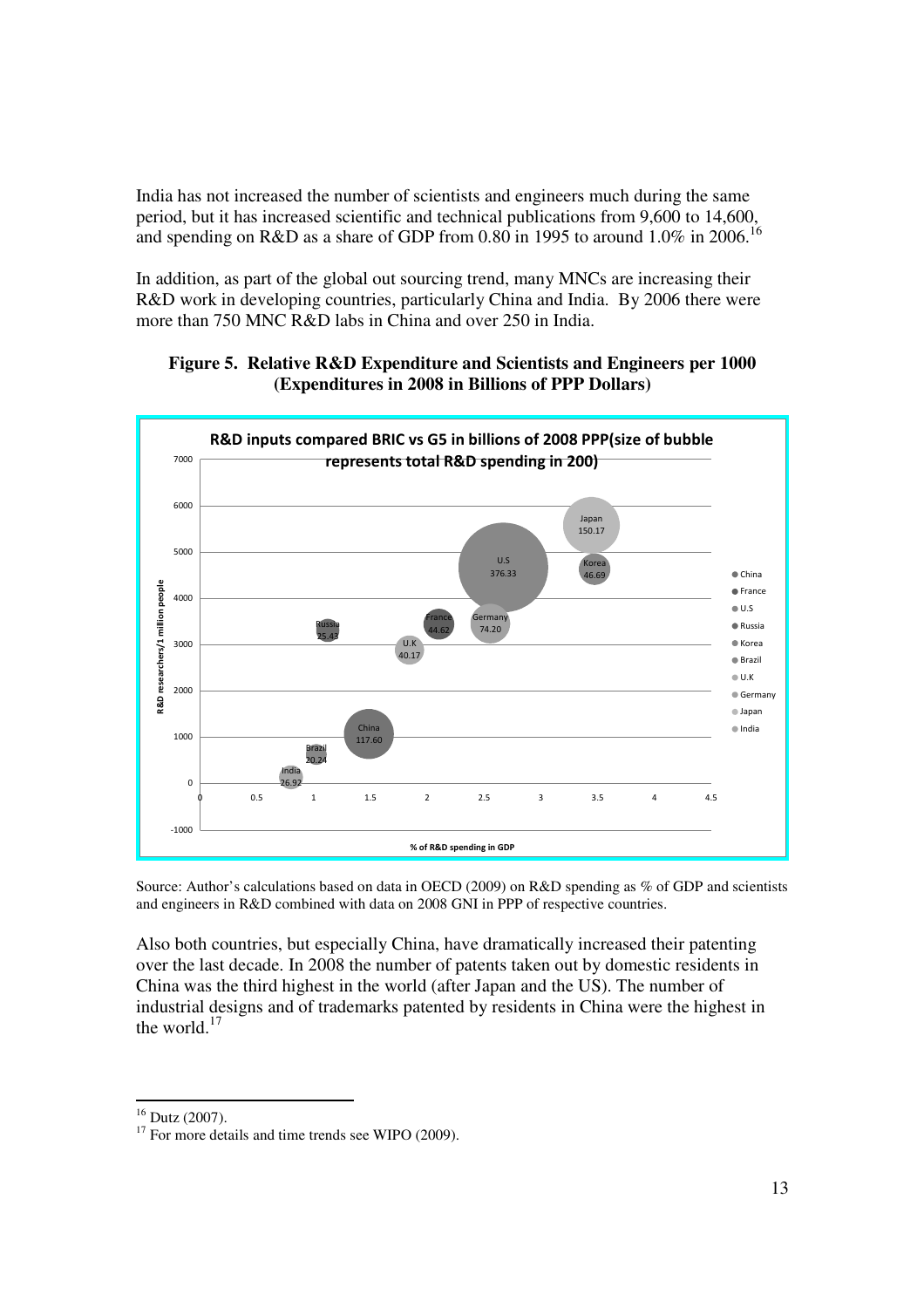India has not increased the number of scientists and engineers much during the same period, but it has increased scientific and technical publications from 9,600 to 14,600, and spending on R&D as a share of GDP from 0.80 in 1995 to around 1.0% in 2006.[16]

In addition, as part of the global out sourcing trend, many MNCs are increasing their R&D work in developing countries, particularly China and India. By 2006 there were more than 750 MNC R&D labs in China and over 250 in India.

**Figure 5. Relative R&D Expenditure and Scientists and Engineers per 1000 (Expenditures in 2008 in Billions of PPP Dollars)**

Source: Author's calculations based on data in OECD (2009) on R&D spending as % of GDP and scientists and engineers in R&D combined with data on 2008 GNI in PPP of respective countries.

Also both countries, but especially China, have dramatically increased their patenting over the last decade. In 2008 the number of patents taken out by domestic residents in China was the third highest in the world (after Japan and the US). The number of industrial designs and of trademarks patented by residents in China were the highest in the world.[17]

---

[16] Dutz (2007).

[17] For more details and time trends see WIPO (2009).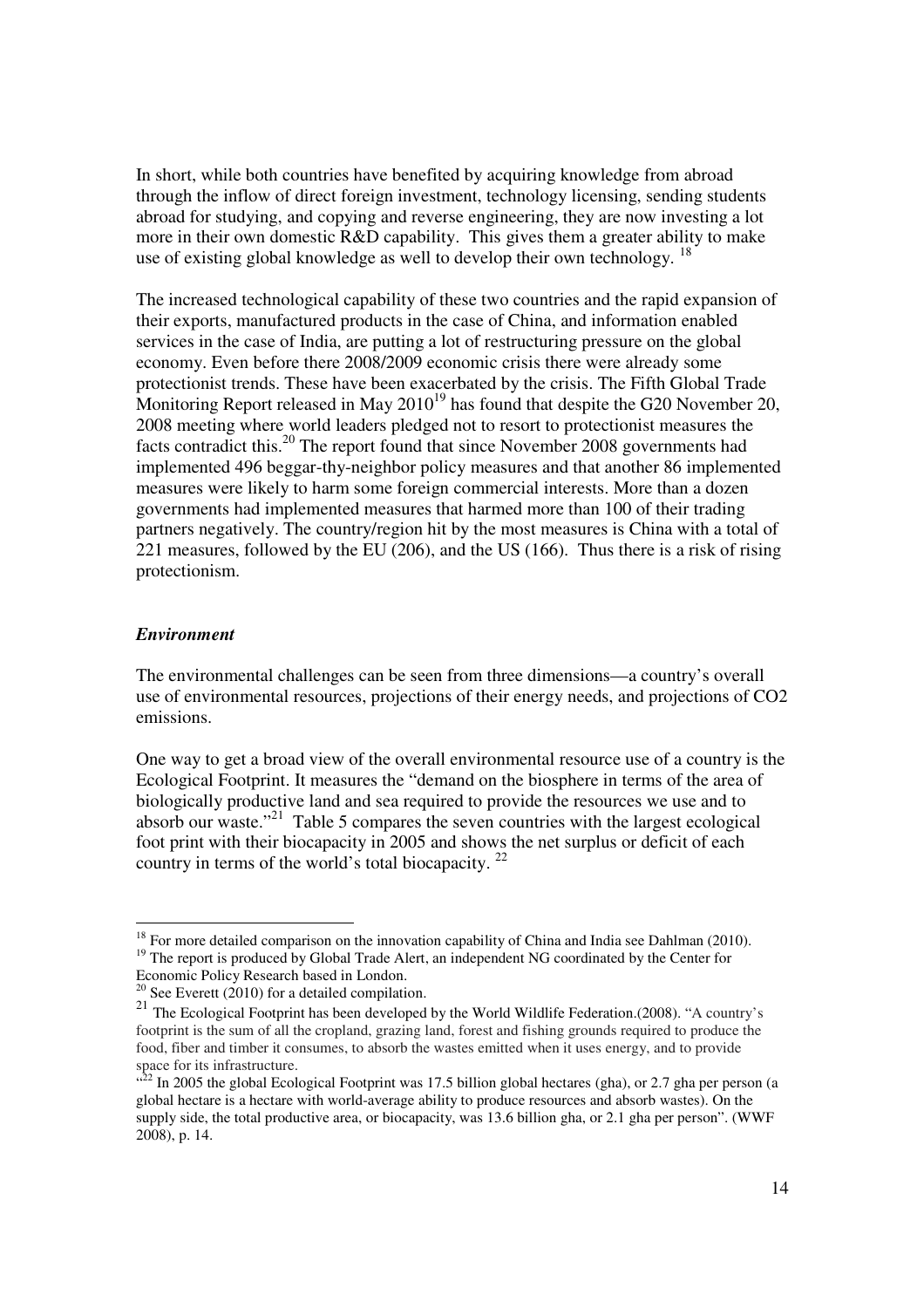In short, while both countries have benefited by acquiring knowledge from abroad through the inflow of direct foreign investment, technology licensing, sending students abroad for studying, and copying and reverse engineering, they are now investing a lot more in their own domestic R&D capability. This gives them a greater ability to make use of existing global knowledge as well to develop their own technology. [18]

The increased technological capability of these two countries and the rapid expansion of their exports, manufactured products in the case of China, and information enabled services in the case of India, are putting a lot of restructuring pressure on the global economy. Even before there 2008/2009 economic crisis there were already some protectionist trends. These have been exacerbated by the crisis. The Fifth Global Trade Monitoring Report released in May 2010[19] has found that despite the G20 November 20, 2008 meeting where world leaders pledged not to resort to protectionist measures the facts contradict this.[20] The report found that since November 2008 governments had implemented 496 beggar-thy-neighbor policy measures and that another 86 implemented measures were likely to harm some foreign commercial interests. More than a dozen governments had implemented measures that harmed more than 100 of their trading partners negatively. The country/region hit by the most measures is China with a total of 221 measures, followed by the EU (206), and the US (166). Thus there is a risk of rising protectionism.

### *Environment*

The environmental challenges can be seen from three dimensions—a country's overall use of environmental resources, projections of their energy needs, and projections of CO2 emissions.

One way to get a broad view of the overall environmental resource use of a country is the Ecological Footprint. It measures the "demand on the biosphere in terms of the area of biologically productive land and sea required to provide the resources we use and to absorb our waste."[21] Table 5 compares the seven countries with the largest ecological foot print with their biocapacity in 2005 and shows the net surplus or deficit of each country in terms of the world's total biocapacity. [22]

---

[18] For more detailed comparison on the innovation capability of China and India see Dahlman (2010).

[19] The report is produced by Global Trade Alert, an independent NG coordinated by the Center for Economic Policy Research based in London.

[20] See Everett (2010) for a detailed compilation.

[21] The Ecological Footprint has been developed by the World Wildlife Federation.(2008). "A country's footprint is the sum of all the cropland, grazing land, forest and fishing grounds required to produce the food, fiber and timber it consumes, to absorb the wastes emitted when it uses energy, and to provide space for its infrastructure.

[22] "In 2005 the global Ecological Footprint was 17.5 billion global hectares (gha), or 2.7 gha per person (a global hectare is a hectare with world-average ability to produce resources and absorb wastes). On the supply side, the total productive area, or biocapacity, was 13.6 billion gha, or 2.1 gha per person". (WWF 2008), p. 14.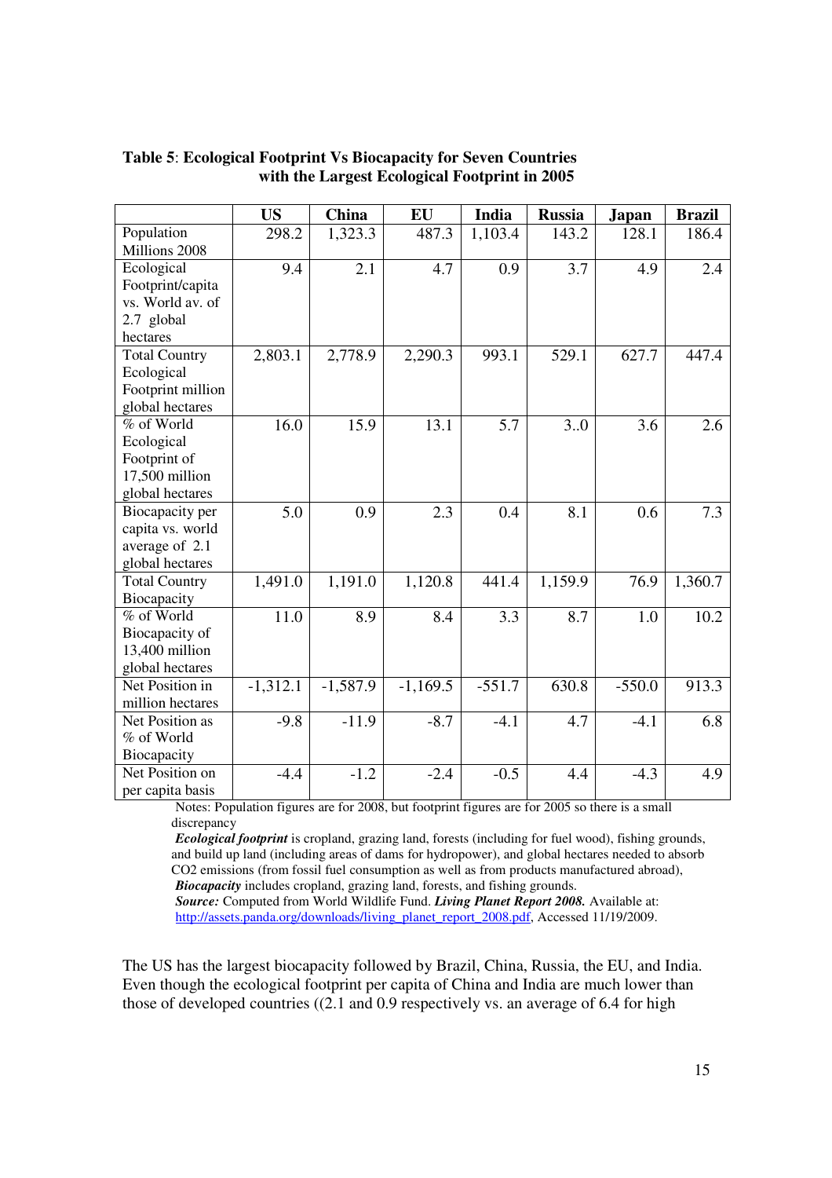**Table 5**: **Ecological Footprint Vs Biocapacity for Seven Countries with the Largest Ecological Footprint in 2005**

| | US | China | EU | India | Russia | Japan | Brazil |
|---|---|---|---|---|---|---|---|
| Population Millions 2008 | 298.2 | 1,323.3 | 487.3 | 1,103.4 | 143.2 | 128.1 | 186.4 |
| Ecological Footprint/capita vs. World av. of 2.7 global hectares | 9.4 | 2.1 | 4.7 | 0.9 | 3.7 | 4.9 | 2.4 |
| Total Country Ecological Footprint million global hectares | 2,803.1 | 2,778.9 | 2,290.3 | 993.1 | 529.1 | 627.7 | 447.4 |
| % of World Ecological Footprint of 17,500 million global hectares | 16.0 | 15.9 | 13.1 | 5.7 | 3..0 | 3.6 | 2.6 |
| Biocapacity per capita vs. world average of 2.1 global hectares | 5.0 | 0.9 | 2.3 | 0.4 | 8.1 | 0.6 | 7.3 |
| Total Country Biocapacity | 1,491.0 | 1,191.0 | 1,120.8 | 441.4 | 1,159.9 | 76.9 | 1,360.7 |
| % of World Biocapacity of 13,400 million global hectares | 11.0 | 8.9 | 8.4 | 3.3 | 8.7 | 1.0 | 10.2 |
| Net Position in million hectares | -1,312.1 | -1,587.9 | -1,169.5 | -551.7 | 630.8 | -550.0 | 913.3 |
| Net Position as % of World Biocapacity | -9.8 | -11.9 | -8.7 | -4.1 | 4.7 | -4.1 | 6.8 |
| Net Position on per capita basis | -4.4 | -1.2 | -2.4 | -0.5 | 4.4 | -4.3 | 4.9 |

Notes: Population figures are for 2008, but footprint figures are for 2005 so there is a small discrepancy

***Ecological footprint*** is cropland, grazing land, forests (including for fuel wood), fishing grounds, and build up land (including areas of dams for hydropower), and global hectares needed to absorb CO2 emissions (from fossil fuel consumption as well as from products manufactured abroad),

***Biocapacity*** includes cropland, grazing land, forests, and fishing grounds.

***Source:*** Computed from World Wildlife Fund. ***Living Planet Report 2008.*** Available at: http://assets.panda.org/downloads/living_planet_report_2008.pdf, Accessed 11/19/2009.

The US has the largest biocapacity followed by Brazil, China, Russia, the EU, and India. Even though the ecological footprint per capita of China and India are much lower than those of developed countries ((2.1 and 0.9 respectively vs. an average of 6.4 for high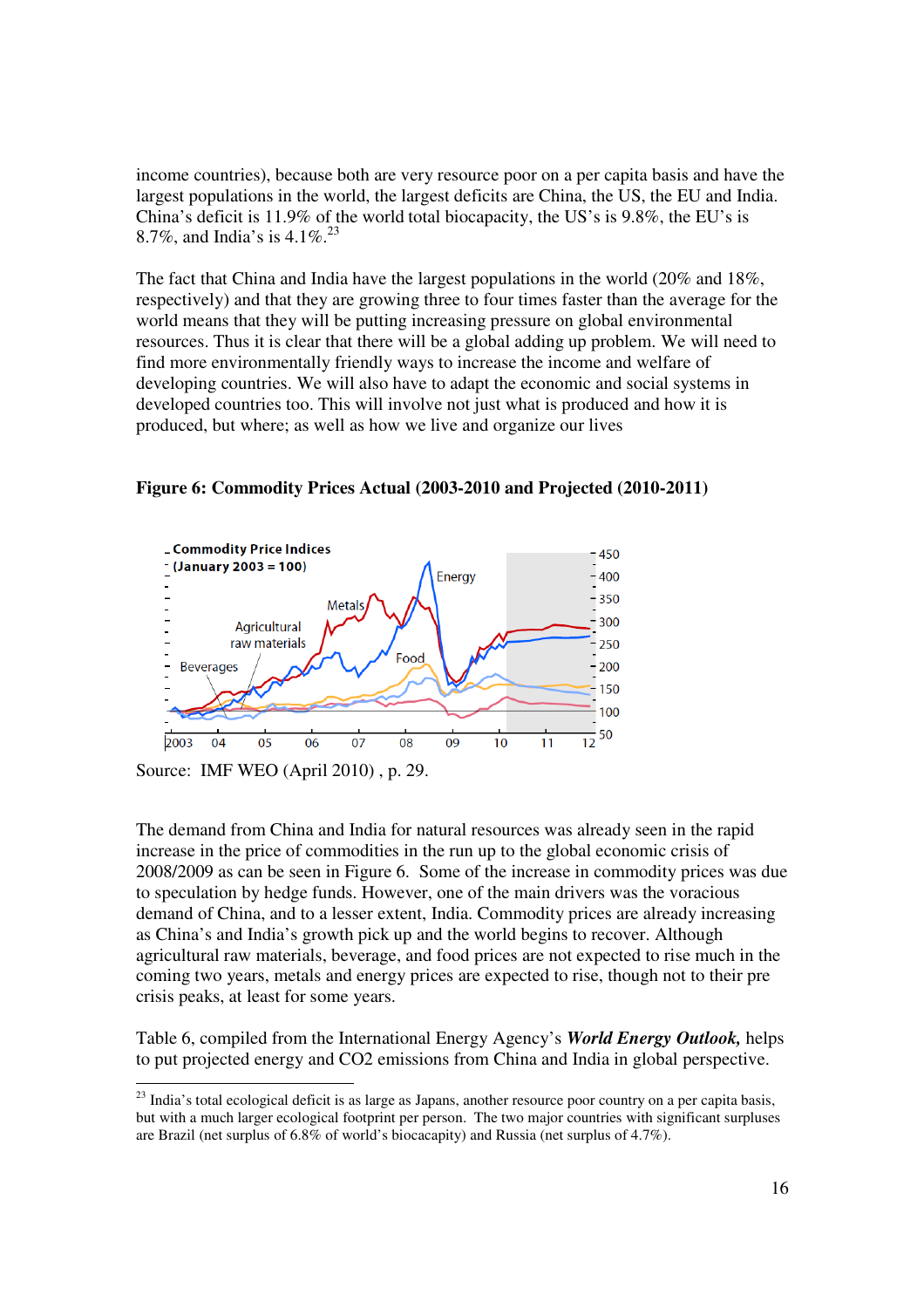income countries), because both are very resource poor on a per capita basis and have the largest populations in the world, the largest deficits are China, the US, the EU and India. China's deficit is 11.9% of the world total biocapacity, the US's is 9.8%, the EU's is 8.7%, and India's is 4.1%.[23]

The fact that China and India have the largest populations in the world (20% and 18%, respectively) and that they are growing three to four times faster than the average for the world means that they will be putting increasing pressure on global environmental resources. Thus it is clear that there will be a global adding up problem. We will need to find more environmentally friendly ways to increase the income and welfare of developing countries. We will also have to adapt the economic and social systems in developed countries too. This will involve not just what is produced and how it is produced, but where; as well as how we live and organize our lives

**Figure 6: Commodity Prices Actual (2003-2010 and Projected (2010-2011)**

Source: IMF WEO (April 2010) , p. 29.

The demand from China and India for natural resources was already seen in the rapid increase in the price of commodities in the run up to the global economic crisis of 2008/2009 as can be seen in Figure 6. Some of the increase in commodity prices was due to speculation by hedge funds. However, one of the main drivers was the voracious demand of China, and to a lesser extent, India. Commodity prices are already increasing as China's and India's growth pick up and the world begins to recover. Although agricultural raw materials, beverage, and food prices are not expected to rise much in the coming two years, metals and energy prices are expected to rise, though not to their pre crisis peaks, at least for some years.

Table 6, compiled from the International Energy Agency's ***World Energy Outlook,*** helps to put projected energy and CO2 emissions from China and India in global perspective.

[23] India's total ecological deficit is as large as Japans, another resource poor country on a per capita basis, but with a much larger ecological footprint per person. The two major countries with significant surpluses are Brazil (net surplus of 6.8% of world's biocapacity) and Russia (net surplus of 4.7%).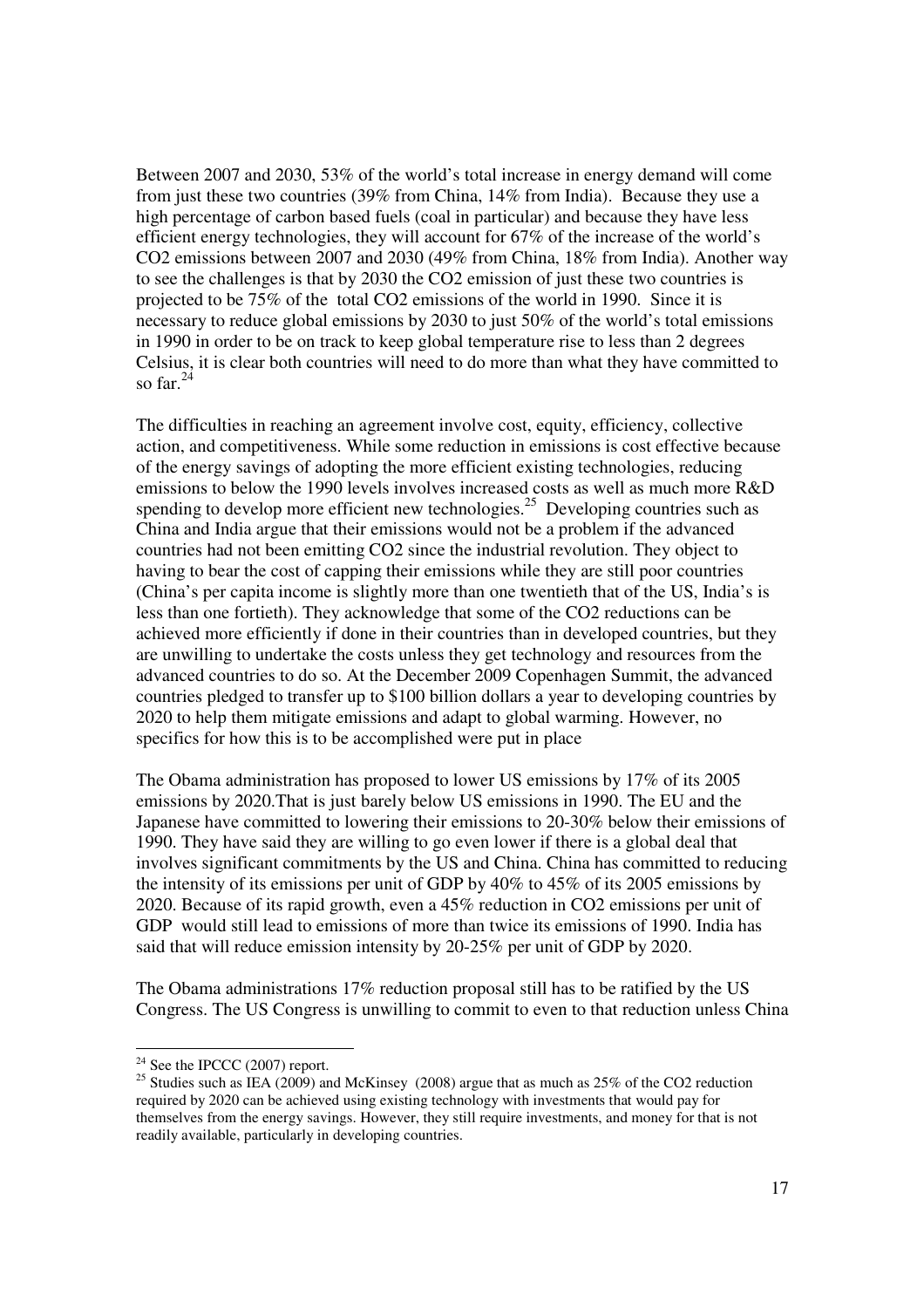Between 2007 and 2030, 53% of the world's total increase in energy demand will come from just these two countries (39% from China, 14% from India). Because they use a high percentage of carbon based fuels (coal in particular) and because they have less efficient energy technologies, they will account for 67% of the increase of the world's $CO_2$ emissions between 2007 and 2030 (49% from China, 18% from India). Another way to see the challenges is that by 2030 the $CO_2$ emission of just these two countries is projected to be 75% of the total $CO_2$ emissions of the world in 1990. Since it is necessary to reduce global emissions by 2030 to just 50% of the world's total emissions in 1990 in order to be on track to keep global temperature rise to less than 2 degrees Celsius, it is clear both countries will need to do more than what they have committed to so far.[24]

The difficulties in reaching an agreement involve cost, equity, efficiency, collective action, and competitiveness. While some reduction in emissions is cost effective because of the energy savings of adopting the more efficient existing technologies, reducing emissions to below the 1990 levels involves increased costs as well as much more R&D spending to develop more efficient new technologies.[25] Developing countries such as China and India argue that their emissions would not be a problem if the advanced countries had not been emitting $CO_2$ since the industrial revolution. They object to having to bear the cost of capping their emissions while they are still poor countries (China's per capita income is slightly more than one twentieth that of the US, India's is less than one fortieth). They acknowledge that some of the $CO_2$ reductions can be achieved more efficiently if done in their countries than in developed countries, but they are unwilling to undertake the costs unless they get technology and resources from the advanced countries to do so. At the December 2009 Copenhagen Summit, the advanced countries pledged to transfer up to $100 billion dollars a year to developing countries by 2020 to help them mitigate emissions and adapt to global warming. However, no specifics for how this is to be accomplished were put in place

The Obama administration has proposed to lower US emissions by 17% of its 2005 emissions by 2020.That is just barely below US emissions in 1990. The EU and the Japanese have committed to lowering their emissions to 20-30% below their emissions of 1990. They have said they are willing to go even lower if there is a global deal that involves significant commitments by the US and China. China has committed to reducing the intensity of its emissions per unit of GDP by 40% to 45% of its 2005 emissions by 2020. Because of its rapid growth, even a 45% reduction in $CO_2$ emissions per unit of GDP would still lead to emissions of more than twice its emissions of 1990. India has said that will reduce emission intensity by 20-25% per unit of GDP by 2020.

The Obama administrations 17% reduction proposal still has to be ratified by the US Congress. The US Congress is unwilling to commit to even to that reduction unless China

---

[24] See the IPCCC (2007) report.

[25] Studies such as IEA (2009) and McKinsey (2008) argue that as much as 25% of the $CO_2$ reduction required by 2020 can be achieved using existing technology with investments that would pay for themselves from the energy savings. However, they still require investments, and money for that is not readily available, particularly in developing countries.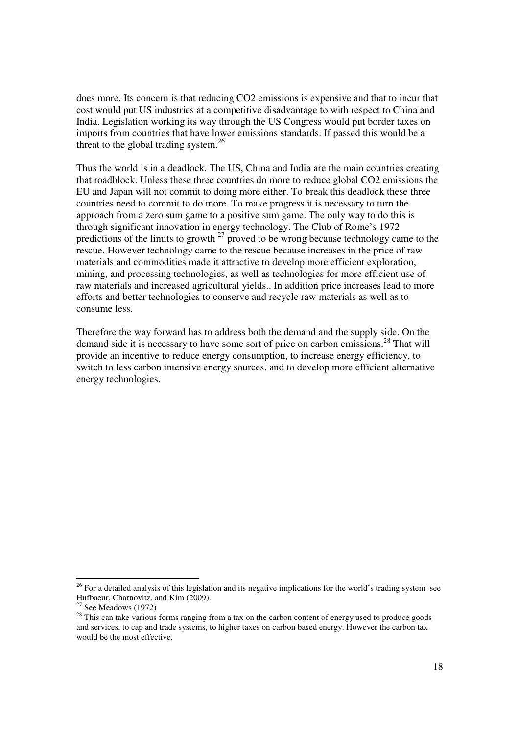does more. Its concern is that reducing $CO_2$ emissions is expensive and that to incur that cost would put US industries at a competitive disadvantage to with respect to China and India. Legislation working its way through the US Congress would put border taxes on imports from countries that have lower emissions standards. If passed this would be a threat to the global trading system.[26]

Thus the world is in a deadlock. The US, China and India are the main countries creating that roadblock. Unless these three countries do more to reduce global $CO_2$ emissions the EU and Japan will not commit to doing more either. To break this deadlock these three countries need to commit to do more. To make progress it is necessary to turn the approach from a zero sum game to a positive sum game. The only way to do this is through significant innovation in energy technology. The Club of Rome's 1972 predictions of the limits to growth [27] proved to be wrong because technology came to the rescue. However technology came to the rescue because increases in the price of raw materials and commodities made it attractive to develop more efficient exploration, mining, and processing technologies, as well as technologies for more efficient use of raw materials and increased agricultural yields.. In addition price increases lead to more efforts and better technologies to conserve and recycle raw materials as well as to consume less.

Therefore the way forward has to address both the demand and the supply side. On the demand side it is necessary to have some sort of price on carbon emissions.[28] That will provide an incentive to reduce energy consumption, to increase energy efficiency, to switch to less carbon intensive energy sources, and to develop more efficient alternative energy technologies.

---

[26] For a detailed analysis of this legislation and its negative implications for the world's trading system see Hufbaeur, Charnovitz, and Kim (2009).

[27] See Meadows (1972)

[28] This can take various forms ranging from a tax on the carbon content of energy used to produce goods and services, to cap and trade systems, to higher taxes on carbon based energy. However the carbon tax would be the most effective.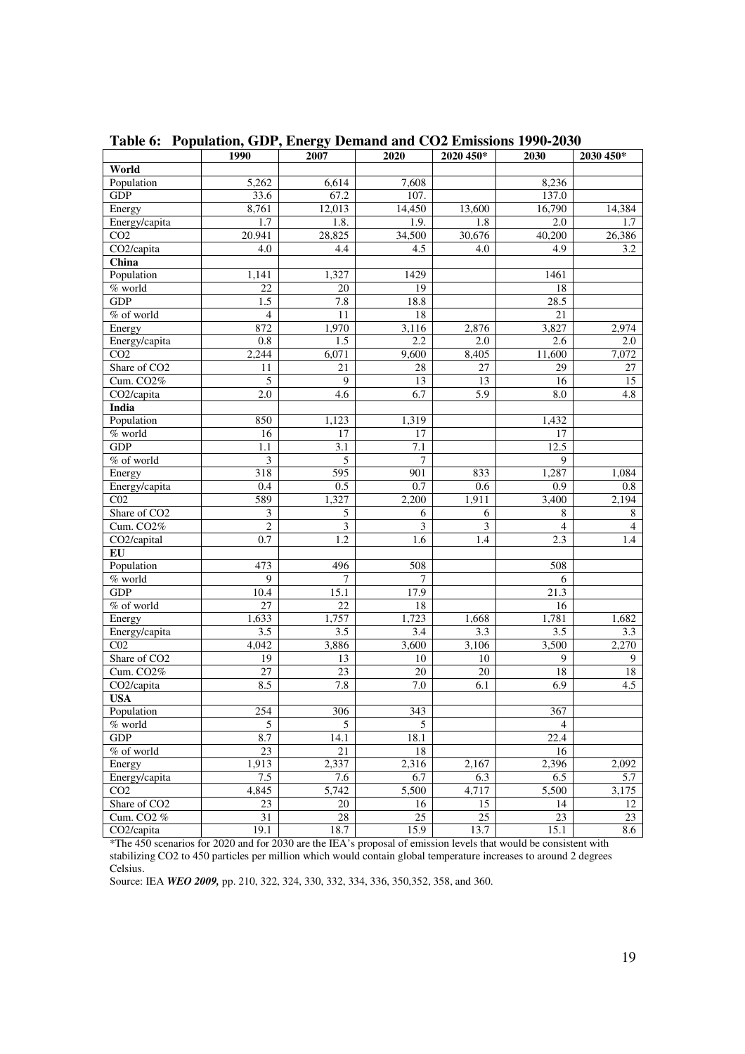**Table 6: Population, GDP, Energy Demand and CO2 Emissions 1990-2030**

| | 1990 | 2007 | 2020 | 2020 450* | 2030 | 2030 450* |
|---|---|---|---|---|---|---|
| **World** | | | | | | |
| Population | 5,262 | 6,614 | 7,608 | | 8,236 | |
| GDP | 33.6 | 67.2 | 107. | | 137.0 | |
| Energy | 8,761 | 12,013 | 14,450 | 13,600 | 16,790 | 14,384 |
| Energy/capita | 1.7 | 1.8. | 1.9. | 1.8 | 2.0 | 1.7 |
| CO2 | 20.941 | 28,825 | 34,500 | 30,676 | 40,200 | 26,386 |
| CO2/capita | 4.0 | 4.4 | 4.5 | 4.0 | 4.9 | 3.2 |
| **China** | | | | | | |
| Population | 1,141 | 1,327 | 1429 | | 1461 | |
| % world | 22 | 20 | 19 | | 18 | |
| GDP | 1.5 | 7.8 | 18.8 | | 28.5 | |
| % of world | 4 | 11 | 18 | | 21 | |
| Energy | 872 | 1,970 | 3,116 | 2,876 | 3,827 | 2,974 |
| Energy/capita | 0.8 | 1.5 | 2.2 | 2.0 | 2.6 | 2.0 |
| CO2 | 2,244 | 6,071 | 9,600 | 8,405 | 11,600 | 7,072 |
| Share of CO2 | 11 | 21 | 28 | 27 | 29 | 27 |
| Cum. CO2% | 5 | 9 | 13 | 13 | 16 | 15 |
| CO2/capita | 2.0 | 4.6 | 6.7 | 5.9 | 8.0 | 4.8 |
| **India** | | | | | | |
| Population | 850 | 1,123 | 1,319 | | 1,432 | |
| % world | 16 | 17 | 17 | | 17 | |
| GDP | 1.1 | 3.1 | 7.1 | | 12.5 | |
| % of world | 3 | 5 | 7 | | 9 | |
| Energy | 318 | 595 | 901 | 833 | 1,287 | 1,084 |
| Energy/capita | 0.4 | 0.5 | 0.7 | 0.6 | 0.9 | 0.8 |
| C02 | 589 | 1,327 | 2,200 | 1,911 | 3,400 | 2,194 |
| Share of CO2 | 3 | 5 | 6 | 6 | 8 | 8 |
| Cum. CO2% | 2 | 3 | 3 | 3 | 4 | 4 |
| CO2/capital | 0.7 | 1.2 | 1.6 | 1.4 | 2.3 | 1.4 |
| **EU** | | | | | | |
| Population | 473 | 496 | 508 | | 508 | |
| % world | 9 | 7 | 7 | | 6 | |
| GDP | 10.4 | 15.1 | 17.9 | | 21.3 | |
| % of world | 27 | 22 | 18 | | 16 | |
| Energy | 1,633 | 1,757 | 1,723 | 1,668 | 1,781 | 1,682 |
| Energy/capita | 3.5 | 3.5 | 3.4 | 3.3 | 3.5 | 3.3 |
| C02 | 4,042 | 3,886 | 3,600 | 3,106 | 3,500 | 2,270 |
| Share of CO2 | 19 | 13 | 10 | 10 | 9 | 9 |
| Cum. CO2% | 27 | 23 | 20 | 20 | 18 | 18 |
| CO2/capita | 8.5 | 7.8 | 7.0 | 6.1 | 6.9 | 4.5 |
| **USA** | | | | | | |
| Population | 254 | 306 | 343 | | 367 | |
| % world | 5 | 5 | 5 | | 4 | |
| GDP | 8.7 | 14.1 | 18.1 | | 22.4 | |
| % of world | 23 | 21 | 18 | | 16 | |
| Energy | 1,913 | 2,337 | 2,316 | 2,167 | 2,396 | 2,092 |
| Energy/capita | 7.5 | 7.6 | 6.7 | 6.3 | 6.5 | 5.7 |
| CO2 | 4,845 | 5,742 | 5,500 | 4,717 | 5,500 | 3,175 |
| Share of CO2 | 23 | 20 | 16 | 15 | 14 | 12 |
| Cum. CO2 % | 31 | 28 | 25 | 25 | 23 | 23 |
| CO2/capita | 19.1 | 18.7 | 15.9 | 13.7 | 15.1 | 8.6 |

*The 450 scenarios for 2020 and for 2030 are the IEA's proposal of emission levels that would be consistent with stabilizing CO2 to 450 particles per million which would contain global temperature increases to around 2 degrees Celsius.

Source: IEA ***WEO 2009,*** pp. 210, 322, 324, 330, 332, 334, 336, 350,352, 358, and 360.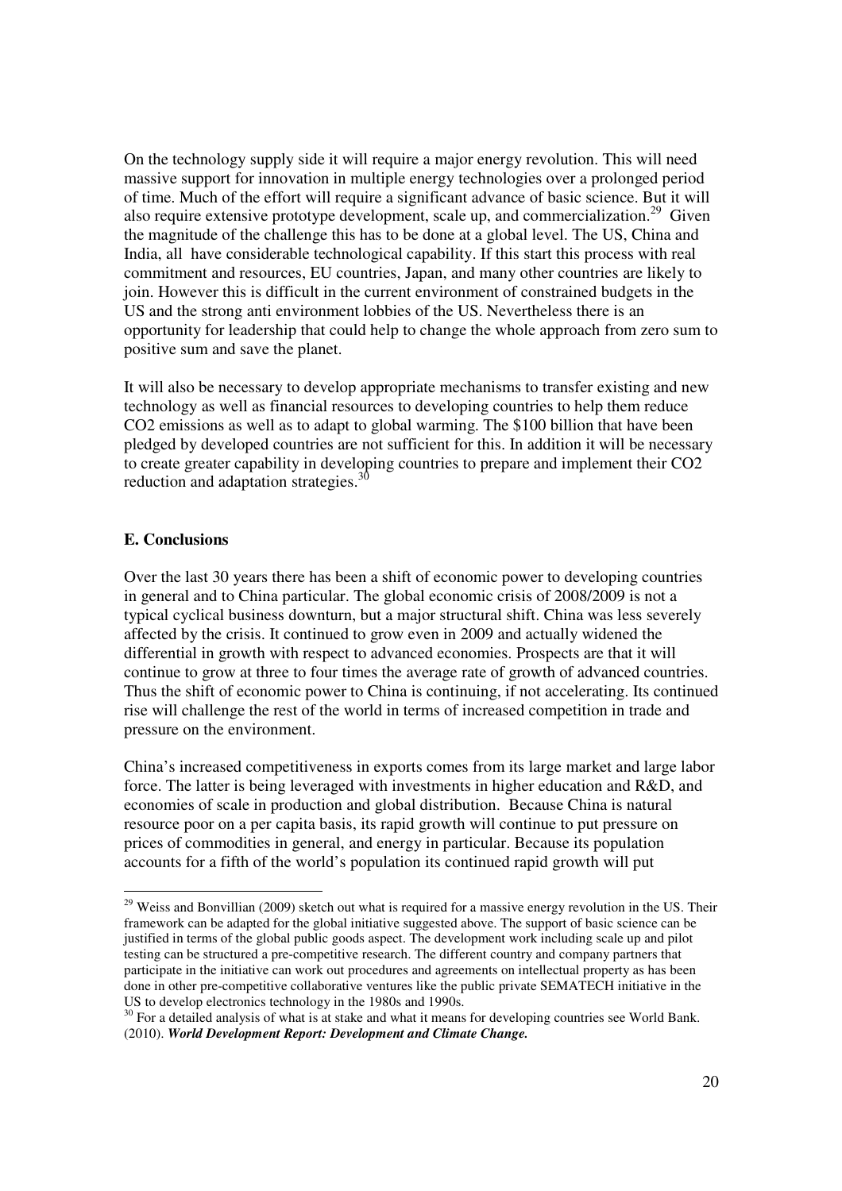On the technology supply side it will require a major energy revolution. This will need massive support for innovation in multiple energy technologies over a prolonged period of time. Much of the effort will require a significant advance of basic science. But it will also require extensive prototype development, scale up, and commercialization.[29] Given the magnitude of the challenge this has to be done at a global level. The US, China and India, all have considerable technological capability. If this start this process with real commitment and resources, EU countries, Japan, and many other countries are likely to join. However this is difficult in the current environment of constrained budgets in the US and the strong anti environment lobbies of the US. Nevertheless there is an opportunity for leadership that could help to change the whole approach from zero sum to positive sum and save the planet.

It will also be necessary to develop appropriate mechanisms to transfer existing and new technology as well as financial resources to developing countries to help them reduce $CO_2$ emissions as well as to adapt to global warming. The $100 billion that have been pledged by developed countries are not sufficient for this. In addition it will be necessary to create greater capability in developing countries to prepare and implement their $CO_2$ reduction and adaptation strategies.[30]

**E. Conclusions**

Over the last 30 years there has been a shift of economic power to developing countries in general and to China particular. The global economic crisis of 2008/2009 is not a typical cyclical business downturn, but a major structural shift. China was less severely affected by the crisis. It continued to grow even in 2009 and actually widened the differential in growth with respect to advanced economies. Prospects are that it will continue to grow at three to four times the average rate of growth of advanced countries. Thus the shift of economic power to China is continuing, if not accelerating. Its continued rise will challenge the rest of the world in terms of increased competition in trade and pressure on the environment.

China's increased competitiveness in exports comes from its large market and large labor force. The latter is being leveraged with investments in higher education and R&D, and economies of scale in production and global distribution. Because China is natural resource poor on a per capita basis, its rapid growth will continue to put pressure on prices of commodities in general, and energy in particular. Because its population accounts for a fifth of the world's population its continued rapid growth will put

[29] Weiss and Bonvillian (2009) sketch out what is required for a massive energy revolution in the US. Their framework can be adapted for the global initiative suggested above. The support of basic science can be justified in terms of the global public goods aspect. The development work including scale up and pilot testing can be structured a pre-competitive research. The different country and company partners that participate in the initiative can work out procedures and agreements on intellectual property as has been done in other pre-competitive collaborative ventures like the public private SEMATECH initiative in the US to develop electronics technology in the 1980s and 1990s.

[30] For a detailed analysis of what is at stake and what it means for developing countries see World Bank. (2010). ***World Development Report: Development and Climate Change.***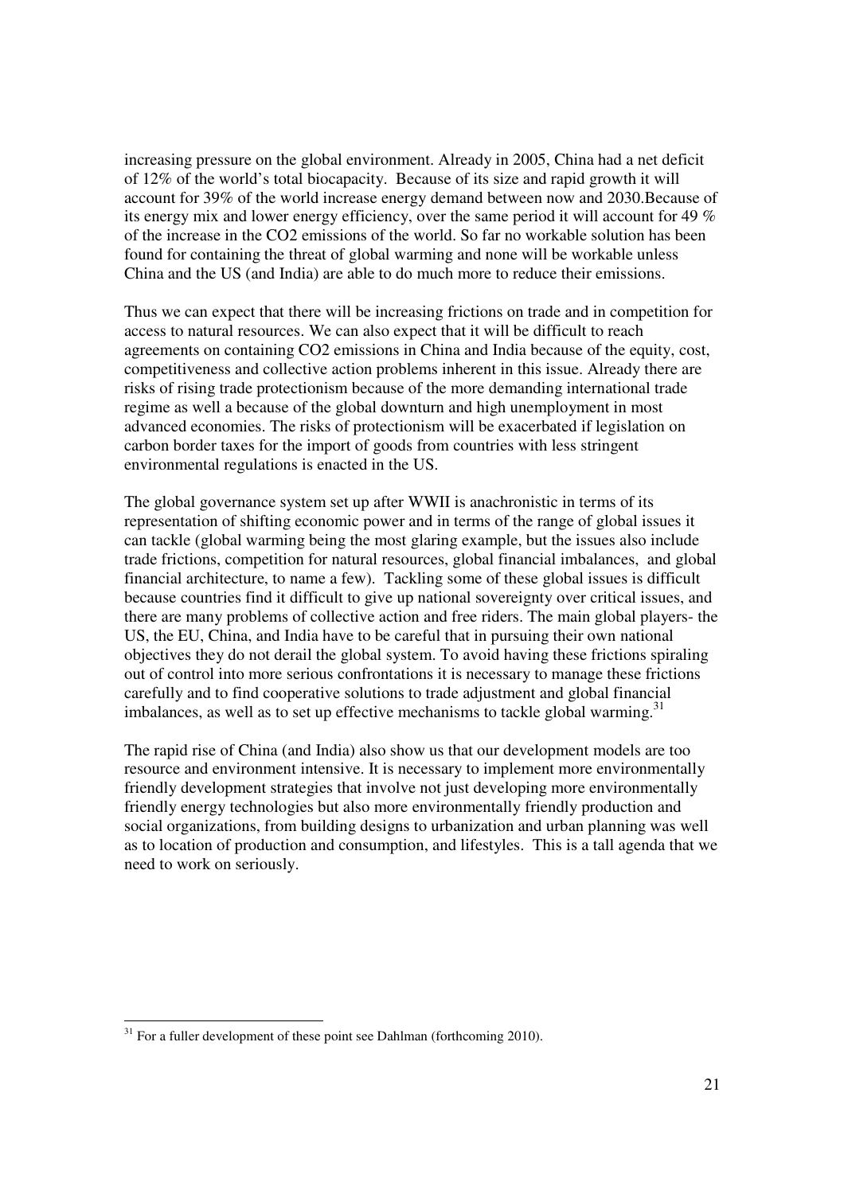increasing pressure on the global environment. Already in 2005, China had a net deficit of 12% of the world's total biocapacity. Because of its size and rapid growth it will account for 39% of the world increase energy demand between now and 2030.Because of its energy mix and lower energy efficiency, over the same period it will account for 49 % of the increase in the $CO_2$ emissions of the world. So far no workable solution has been found for containing the threat of global warming and none will be workable unless China and the US (and India) are able to do much more to reduce their emissions.

Thus we can expect that there will be increasing frictions on trade and in competition for access to natural resources. We can also expect that it will be difficult to reach agreements on containing $CO_2$ emissions in China and India because of the equity, cost, competitiveness and collective action problems inherent in this issue. Already there are risks of rising trade protectionism because of the more demanding international trade regime as well a because of the global downturn and high unemployment in most advanced economies. The risks of protectionism will be exacerbated if legislation on carbon border taxes for the import of goods from countries with less stringent environmental regulations is enacted in the US.

The global governance system set up after WWII is anachronistic in terms of its representation of shifting economic power and in terms of the range of global issues it can tackle (global warming being the most glaring example, but the issues also include trade frictions, competition for natural resources, global financial imbalances, and global financial architecture, to name a few). Tackling some of these global issues is difficult because countries find it difficult to give up national sovereignty over critical issues, and there are many problems of collective action and free riders. The main global players- the US, the EU, China, and India have to be careful that in pursuing their own national objectives they do not derail the global system. To avoid having these frictions spiraling out of control into more serious confrontations it is necessary to manage these frictions carefully and to find cooperative solutions to trade adjustment and global financial imbalances, as well as to set up effective mechanisms to tackle global warming.[31]

The rapid rise of China (and India) also show us that our development models are too resource and environment intensive. It is necessary to implement more environmentally friendly development strategies that involve not just developing more environmentally friendly energy technologies but also more environmentally friendly production and social organizations, from building designs to urbanization and urban planning was well as to location of production and consumption, and lifestyles. This is a tall agenda that we need to work on seriously.

---

[31] For a fuller development of these point see Dahlman (forthcoming 2010).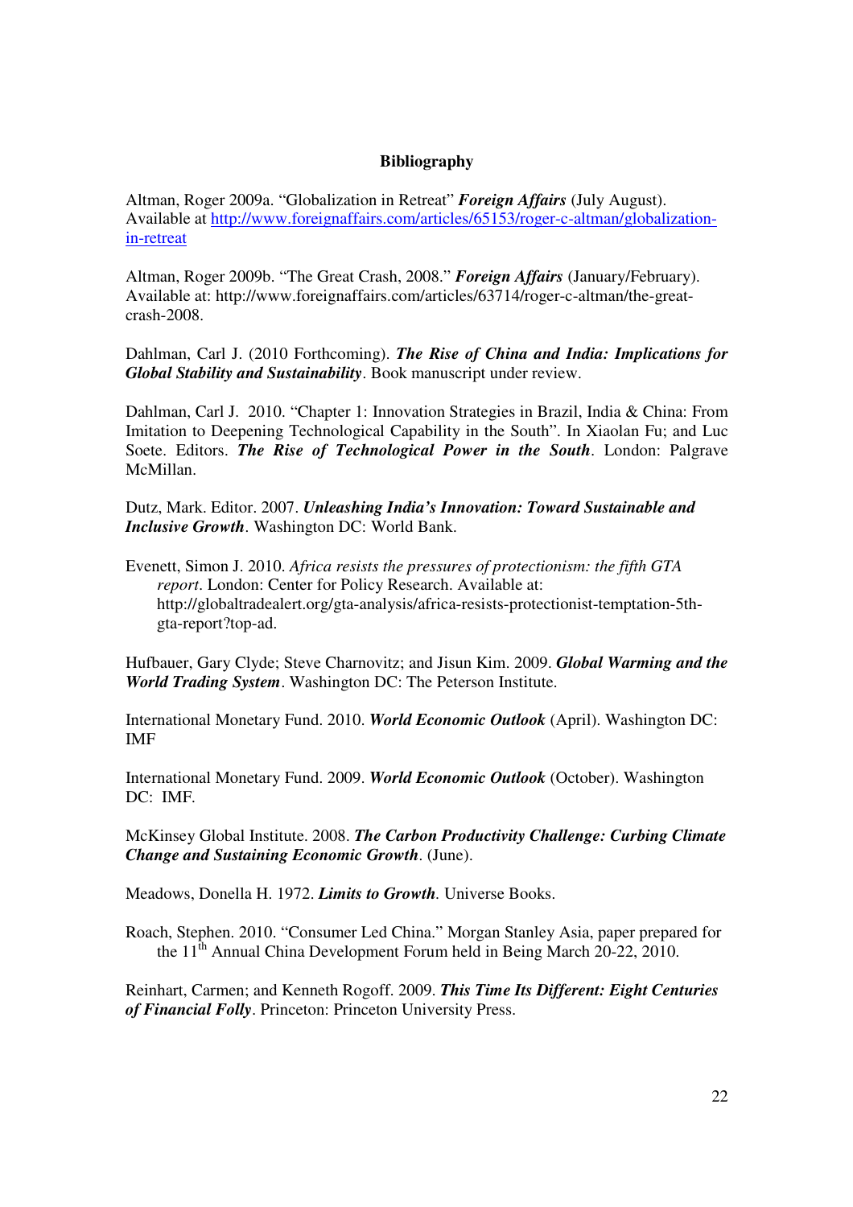**Bibliography**

Altman, Roger 2009a. "Globalization in Retreat" ***Foreign Affairs*** (July August). Available at http://www.foreignaffairs.com/articles/65153/roger-c-altman/globalization-in-retreat

Altman, Roger 2009b. "The Great Crash, 2008." ***Foreign Affairs*** (January/February). Available at: http://www.foreignaffairs.com/articles/63714/roger-c-altman/the-great-crash-2008.

Dahlman, Carl J. (2010 Forthcoming). ***The Rise of China and India: Implications for Global Stability and Sustainability***. Book manuscript under review.

Dahlman, Carl J. 2010. "Chapter 1: Innovation Strategies in Brazil, India & China: From Imitation to Deepening Technological Capability in the South". In Xiaolan Fu; and Luc Soete. Editors. ***The Rise of Technological Power in the South***. London: Palgrave McMillan.

Dutz, Mark. Editor. 2007. ***Unleashing India's Innovation: Toward Sustainable and Inclusive Growth***. Washington DC: World Bank.

Evenett, Simon J. 2010. *Africa resists the pressures of protectionism: the fifth GTA report*. London: Center for Policy Research. Available at: http://globaltradealert.org/gta-analysis/africa-resists-protectionist-temptation-5th-gta-report?top-ad.

Hufbauer, Gary Clyde; Steve Charnovitz; and Jisun Kim. 2009. ***Global Warming and the World Trading System***. Washington DC: The Peterson Institute.

International Monetary Fund. 2010. ***World Economic Outlook*** (April). Washington DC: IMF

International Monetary Fund. 2009. ***World Economic Outlook*** (October). Washington DC: IMF.

McKinsey Global Institute. 2008. ***The Carbon Productivity Challenge: Curbing Climate Change and Sustaining Economic Growth***. (June).

Meadows, Donella H. 1972. ***Limits to Growth***. Universe Books.

Roach, Stephen. 2010. "Consumer Led China." Morgan Stanley Asia, paper prepared for the 11th Annual China Development Forum held in Being March 20-22, 2010.

Reinhart, Carmen; and Kenneth Rogoff. 2009. ***This Time Its Different: Eight Centuries of Financial Folly***. Princeton: Princeton University Press.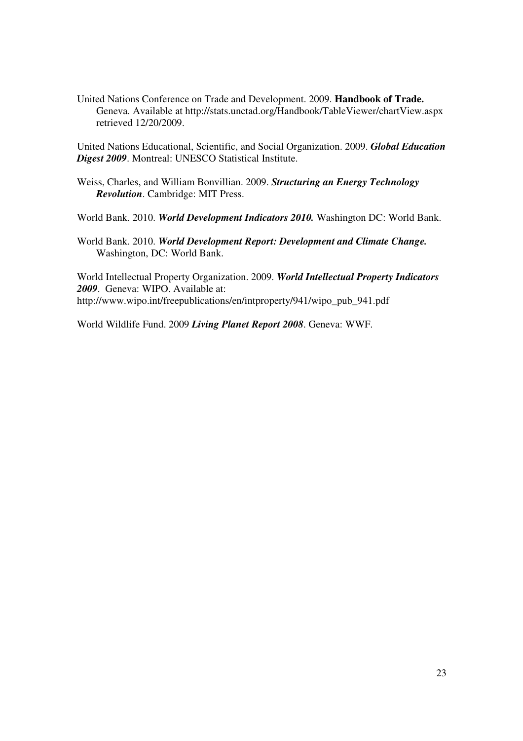United Nations Conference on Trade and Development. 2009. **Handbook of Trade.** Geneva. Available at http://stats.unctad.org/Handbook/TableViewer/chartView.aspx retrieved 12/20/2009.

United Nations Educational, Scientific, and Social Organization. 2009. ***Global Education Digest 2009***. Montreal: UNESCO Statistical Institute.

Weiss, Charles, and William Bonvillian. 2009. ***Structuring an Energy Technology Revolution***. Cambridge: MIT Press.

World Bank. 2010. ***World Development Indicators 2010.*** Washington DC: World Bank.

World Bank. 2010. ***World Development Report: Development and Climate Change.*** Washington, DC: World Bank.

World Intellectual Property Organization. 2009. ***World Intellectual Property Indicators 2009***. Geneva: WIPO. Available at: http://www.wipo.int/freepublications/en/intproperty/941/wipo_pub_941.pdf

World Wildlife Fund. 2009 ***Living Planet Report 2008***. Geneva: WWF.